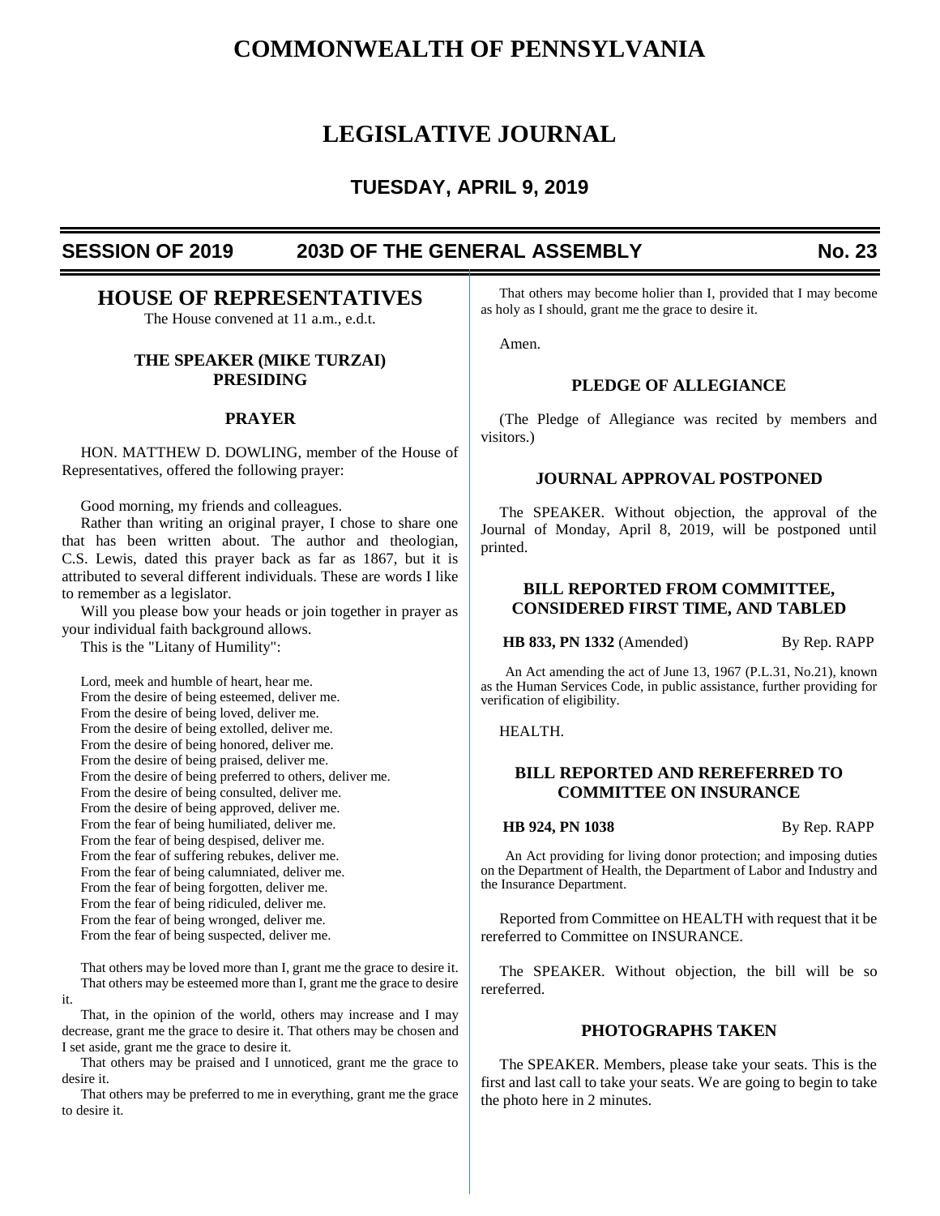# COMMONWEALTH OF PENNSYLVANIA

# LEGISLATIVE JOURNAL

## TUESDAY, APRIL 9, 2019

**SESSION OF 2019 — 203D OF THE GENERAL ASSEMBLY — No. 23**

## HOUSE OF REPRESENTATIVES

The House convened at 11 a.m., e.d.t.

### THE SPEAKER (MIKE TURZAI) PRESIDING

### PRAYER

HON. MATTHEW D. DOWLING, member of the House of Representatives, offered the following prayer:

Good morning, my friends and colleagues.

Rather than writing an original prayer, I chose to share one that has been written about. The author and theologian, C.S. Lewis, dated this prayer back as far as 1867, but it is attributed to several different individuals. These are words I like to remember as a legislator.

Will you please bow your heads or join together in prayer as your individual faith background allows.

This is the "Litany of Humility":

Lord, meek and humble of heart, hear me.
From the desire of being esteemed, deliver me.
From the desire of being loved, deliver me.
From the desire of being extolled, deliver me.
From the desire of being honored, deliver me.
From the desire of being praised, deliver me.
From the desire of being preferred to others, deliver me.
From the desire of being consulted, deliver me.
From the desire of being approved, deliver me.
From the fear of being humiliated, deliver me.
From the fear of being despised, deliver me.
From the fear of suffering rebukes, deliver me.
From the fear of being calumniated, deliver me.
From the fear of being forgotten, deliver me.
From the fear of being ridiculed, deliver me.
From the fear of being wronged, deliver me.
From the fear of being suspected, deliver me.

That others may be loved more than I, grant me the grace to desire it.
That others may be esteemed more than I, grant me the grace to desire it.
That, in the opinion of the world, others may increase and I may decrease, grant me the grace to desire it. That others may be chosen and I set aside, grant me the grace to desire it.
That others may be praised and I unnoticed, grant me the grace to desire it.
That others may be preferred to me in everything, grant me the grace to desire it.
That others may become holier than I, provided that I may become as holy as I should, grant me the grace to desire it.

Amen.

### PLEDGE OF ALLEGIANCE

(The Pledge of Allegiance was recited by members and visitors.)

### JOURNAL APPROVAL POSTPONED

The SPEAKER. Without objection, the approval of the Journal of Monday, April 8, 2019, will be postponed until printed.

### BILL REPORTED FROM COMMITTEE, CONSIDERED FIRST TIME, AND TABLED

**HB 833, PN 1332** (Amended) — By Rep. RAPP

An Act amending the act of June 13, 1967 (P.L.31, No.21), known as the Human Services Code, in public assistance, further providing for verification of eligibility.

HEALTH.

### BILL REPORTED AND REREFERRED TO COMMITTEE ON INSURANCE

**HB 924, PN 1038** — By Rep. RAPP

An Act providing for living donor protection; and imposing duties on the Department of Health, the Department of Labor and Industry and the Insurance Department.

Reported from Committee on HEALTH with request that it be rereferred to Committee on INSURANCE.

The SPEAKER. Without objection, the bill will be so rereferred.

### PHOTOGRAPHS TAKEN

The SPEAKER. Members, please take your seats. This is the first and last call to take your seats. We are going to begin to take the photo here in 2 minutes.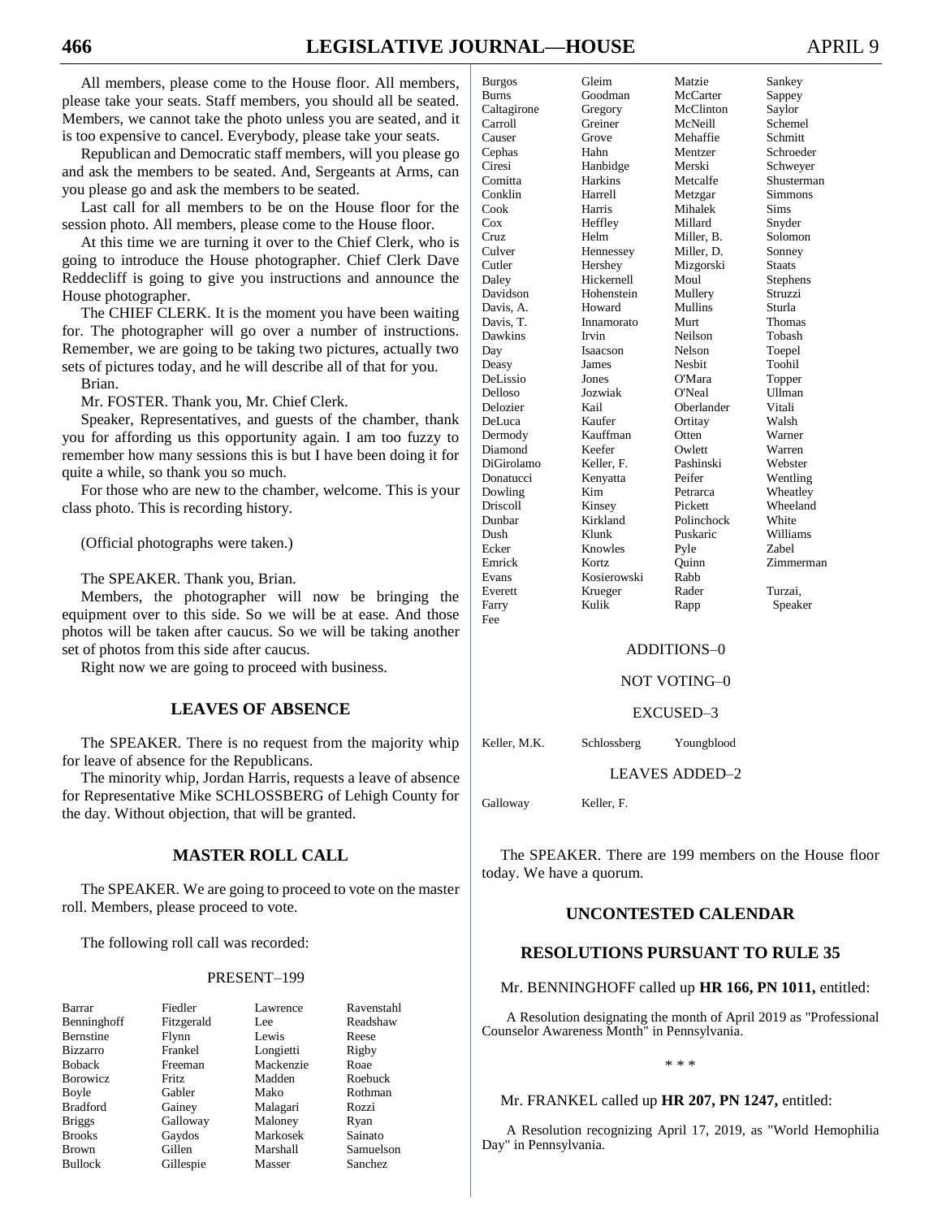All members, please come to the House floor. All members, please take your seats. Staff members, you should all be seated. Members, we cannot take the photo unless you are seated, and it is too expensive to cancel. Everybody, please take your seats.

Republican and Democratic staff members, will you please go and ask the members to be seated. And, Sergeants at Arms, can you please go and ask the members to be seated.

Last call for all members to be on the House floor for the session photo. All members, please come to the House floor.

At this time we are turning it over to the Chief Clerk, who is going to introduce the House photographer. Chief Clerk Dave Reddecliff is going to give you instructions and announce the House photographer.

The CHIEF CLERK. It is the moment you have been waiting for. The photographer will go over a number of instructions. Remember, we are going to be taking two pictures, actually two sets of pictures today, and he will describe all of that for you.

Brian.

Mr. FOSTER. Thank you, Mr. Chief Clerk.

Speaker, Representatives, and guests of the chamber, thank you for affording us this opportunity again. I am too fuzzy to remember how many sessions this is but I have been doing it for quite a while, so thank you so much.

For those who are new to the chamber, welcome. This is your class photo. This is recording history.

(Official photographs were taken.)

The SPEAKER. Thank you, Brian.

Members, the photographer will now be bringing the equipment over to this side. So we will be at ease. And those photos will be taken after caucus. So we will be taking another set of photos from this side after caucus.

Right now we are going to proceed with business.

## LEAVES OF ABSENCE

The SPEAKER. There is no request from the majority whip for leave of absence for the Republicans.

The minority whip, Jordan Harris, requests a leave of absence for Representative Mike SCHLOSSBERG of Lehigh County for the day. Without objection, that will be granted.

## MASTER ROLL CALL

The SPEAKER. We are going to proceed to vote on the master roll. Members, please proceed to vote.

The following roll call was recorded:

PRESENT–199

| | | | |
|---|---|---|---|
| Barrar | Fiedler | Lawrence | Ravenstahl |
| Benninghoff | Fitzgerald | Lee | Readshaw |
| Bernstine | Flynn | Lewis | Reese |
| Bizzarro | Frankel | Longietti | Rigby |
| Boback | Freeman | Mackenzie | Roae |
| Borowicz | Fritz | Madden | Roebuck |
| Boyle | Gabler | Mako | Rothman |
| Bradford | Gainey | Malagari | Rozzi |
| Briggs | Galloway | Maloney | Ryan |
| Brooks | Gaydos | Markosek | Sainato |
| Brown | Gillen | Marshall | Samuelson |
| Bullock | Gillespie | Masser | Sanchez |
| Burgos | Gleim | Matzie | Sankey |
| Burns | Goodman | McCarter | Sappey |
| Caltagirone | Gregory | McClinton | Saylor |
| Carroll | Greiner | McNeill | Schemel |
| Causer | Grove | Mehaffie | Schmitt |
| Cephas | Hahn | Mentzer | Schroeder |
| Ciresi | Hanbidge | Merski | Schweyer |
| Comitta | Harkins | Metcalfe | Shusterman |
| Conklin | Harrell | Metzgar | Simmons |
| Cook | Harris | Mihalek | Sims |
| Cox | Heffley | Millard | Snyder |
| Cruz | Helm | Miller, B. | Solomon |
| Culver | Hennessey | Miller, D. | Sonney |
| Cutler | Hershey | Mizgorski | Staats |
| Daley | Hickernell | Moul | Stephens |
| Davidson | Hohenstein | Mullery | Struzzi |
| Davis, A. | Howard | Mullins | Sturla |
| Davis, T. | Innamorato | Murt | Thomas |
| Dawkins | Irvin | Neilson | Tobash |
| Day | Isaacson | Nelson | Toepel |
| Deasy | James | Nesbit | Toohil |
| DeLissio | Jones | O'Mara | Topper |
| Delloso | Jozwiak | O'Neal | Ullman |
| Delozier | Kail | Oberlander | Vitali |
| DeLuca | Kaufer | Ortitay | Walsh |
| Dermody | Kauffman | Otten | Warner |
| Diamond | Keefer | Owlett | Warren |
| DiGirolamo | Keller, F. | Pashinski | Webster |
| Donatucci | Kenyatta | Peifer | Wentling |
| Dowling | Kim | Petrarca | Wheatley |
| Driscoll | Kinsey | Pickett | Wheeland |
| Dunbar | Kirkland | Polinchock | White |
| Dush | Klunk | Puskaric | Williams |
| Ecker | Knowles | Pyle | Zabel |
| Emrick | Kortz | Quinn | Zimmerman |
| Evans | Kosierowski | Rabb | |
| Everett | Krueger | Rader | Turzai, |
| Farry | Kulik | Rapp | Speaker |
| Fee | | | |

ADDITIONS–0

NOT VOTING–0

EXCUSED–3

| | | |
|---|---|---|
| Keller, M.K. | Schlossberg | Youngblood |

LEAVES ADDED–2

| | |
|---|---|
| Galloway | Keller, F. |

The SPEAKER. There are 199 members on the House floor today. We have a quorum.

## UNCONTESTED CALENDAR

## RESOLUTIONS PURSUANT TO RULE 35

Mr. BENNINGHOFF called up **HR 166, PN 1011,** entitled:

A Resolution designating the month of April 2019 as "Professional Counselor Awareness Month" in Pennsylvania.

\* \* \*

Mr. FRANKEL called up **HR 207, PN 1247,** entitled:

A Resolution recognizing April 17, 2019, as "World Hemophilia Day" in Pennsylvania.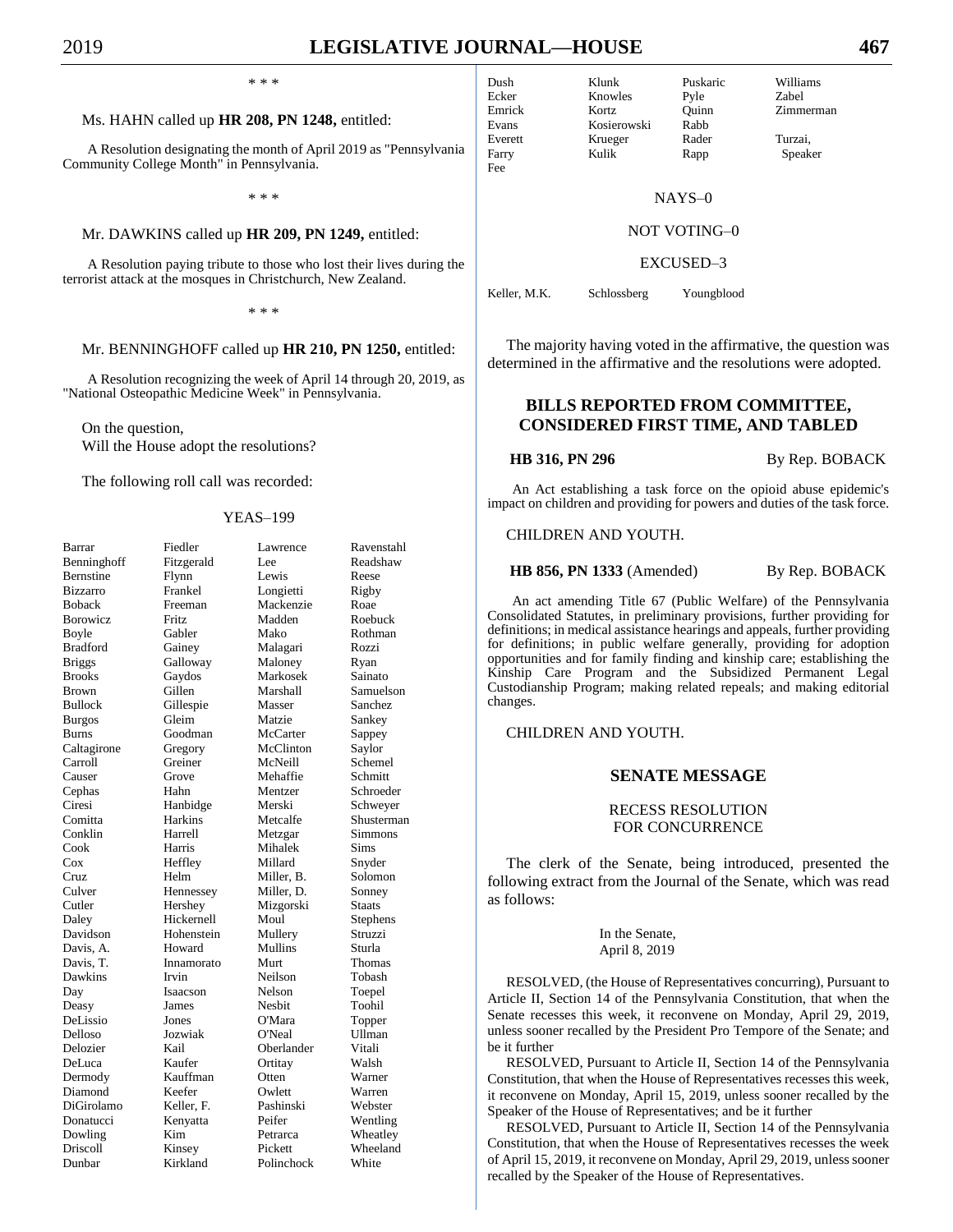\* \* \*

Ms. HAHN called up **HR 208, PN 1248,** entitled:

A Resolution designating the month of April 2019 as "Pennsylvania Community College Month" in Pennsylvania.

\* \* \*

Mr. DAWKINS called up **HR 209, PN 1249,** entitled:

A Resolution paying tribute to those who lost their lives during the terrorist attack at the mosques in Christchurch, New Zealand.

\* \* \*

Mr. BENNINGHOFF called up **HR 210, PN 1250,** entitled:

A Resolution recognizing the week of April 14 through 20, 2019, as "National Osteopathic Medicine Week" in Pennsylvania.

On the question,
Will the House adopt the resolutions?

The following roll call was recorded:

YEAS–199

| | | | |
|---|---|---|---|
| Barrar | Fiedler | Lawrence | Ravenstahl |
| Benninghoff | Fitzgerald | Lee | Readshaw |
| Bernstine | Flynn | Lewis | Reese |
| Bizzarro | Frankel | Longietti | Rigby |
| Boback | Freeman | Mackenzie | Roae |
| Borowicz | Fritz | Madden | Roebuck |
| Boyle | Gabler | Mako | Rothman |
| Bradford | Gainey | Malagari | Rozzi |
| Briggs | Galloway | Maloney | Ryan |
| Brooks | Gaydos | Markosek | Sainato |
| Brown | Gillen | Marshall | Samuelson |
| Bullock | Gillespie | Masser | Sanchez |
| Burgos | Gleim | Matzie | Sankey |
| Burns | Goodman | McCarter | Sappey |
| Caltagirone | Gregory | McClinton | Saylor |
| Carroll | Greiner | McNeill | Schemel |
| Causer | Grove | Mehaffie | Schmitt |
| Cephas | Hahn | Mentzer | Schroeder |
| Ciresi | Hanbidge | Merski | Schweyer |
| Comitta | Harkins | Metcalfe | Shusterman |
| Conklin | Harrell | Metzgar | Simmons |
| Cook | Harris | Mihalek | Sims |
| Cox | Heffley | Millard | Snyder |
| Cruz | Helm | Miller, B. | Solomon |
| Culver | Hennessey | Miller, D. | Sonney |
| Cutler | Hershey | Mizgorski | Staats |
| Daley | Hickernell | Moul | Stephens |
| Davidson | Hohenstein | Mullery | Struzzi |
| Davis, A. | Howard | Mullins | Sturla |
| Davis, T. | Innamorato | Murt | Thomas |
| Dawkins | Irvin | Neilson | Tobash |
| Day | Isaacson | Nelson | Toepel |
| Deasy | James | Nesbit | Toohil |
| DeLissio | Jones | O'Mara | Topper |
| Delloso | Jozwiak | O'Neal | Ullman |
| Delozier | Kail | Oberlander | Vitali |
| DeLuca | Kaufer | Ortitay | Walsh |
| Dermody | Kauffman | Otten | Warner |
| Diamond | Keefer | Owlett | Warren |
| DiGirolamo | Keller, F. | Pashinski | Webster |
| Donatucci | Kenyatta | Peifer | Wentling |
| Dowling | Kim | Petrarca | Wheatley |
| Driscoll | Kinsey | Pickett | Wheeland |
| Dunbar | Kirkland | Polinchock | White |
| Dush | Klunk | Puskaric | Williams |
| Ecker | Knowles | Pyle | Zabel |
| Emrick | Kortz | Quinn | Zimmerman |
| Evans | Kosierowski | Rabb | |
| Everett | Krueger | Rader | Turzai, |
| Farry | Kulik | Rapp | Speaker |
| Fee | | | |

NAYS–0

NOT VOTING–0

EXCUSED–3

| | | |
|---|---|---|
| Keller, M.K. | Schlossberg | Youngblood |

The majority having voted in the affirmative, the question was determined in the affirmative and the resolutions were adopted.

## BILLS REPORTED FROM COMMITTEE, CONSIDERED FIRST TIME, AND TABLED

**HB 316, PN 296** By Rep. BOBACK

An Act establishing a task force on the opioid abuse epidemic's impact on children and providing for powers and duties of the task force.

CHILDREN AND YOUTH.

**HB 856, PN 1333** (Amended) By Rep. BOBACK

An act amending Title 67 (Public Welfare) of the Pennsylvania Consolidated Statutes, in preliminary provisions, further providing for definitions; in medical assistance hearings and appeals, further providing for definitions; in public welfare generally, providing for adoption opportunities and for family finding and kinship care; establishing the Kinship Care Program and the Subsidized Permanent Legal Custodianship Program; making related repeals; and making editorial changes.

CHILDREN AND YOUTH.

## SENATE MESSAGE

### RECESS RESOLUTION FOR CONCURRENCE

The clerk of the Senate, being introduced, presented the following extract from the Journal of the Senate, which was read as follows:

In the Senate,
April 8, 2019

RESOLVED, (the House of Representatives concurring), Pursuant to Article II, Section 14 of the Pennsylvania Constitution, that when the Senate recesses this week, it reconvene on Monday, April 29, 2019, unless sooner recalled by the President Pro Tempore of the Senate; and be it further

RESOLVED, Pursuant to Article II, Section 14 of the Pennsylvania Constitution, that when the House of Representatives recesses this week, it reconvene on Monday, April 15, 2019, unless sooner recalled by the Speaker of the House of Representatives; and be it further

RESOLVED, Pursuant to Article II, Section 14 of the Pennsylvania Constitution, that when the House of Representatives recesses the week of April 15, 2019, it reconvene on Monday, April 29, 2019, unless sooner recalled by the Speaker of the House of Representatives.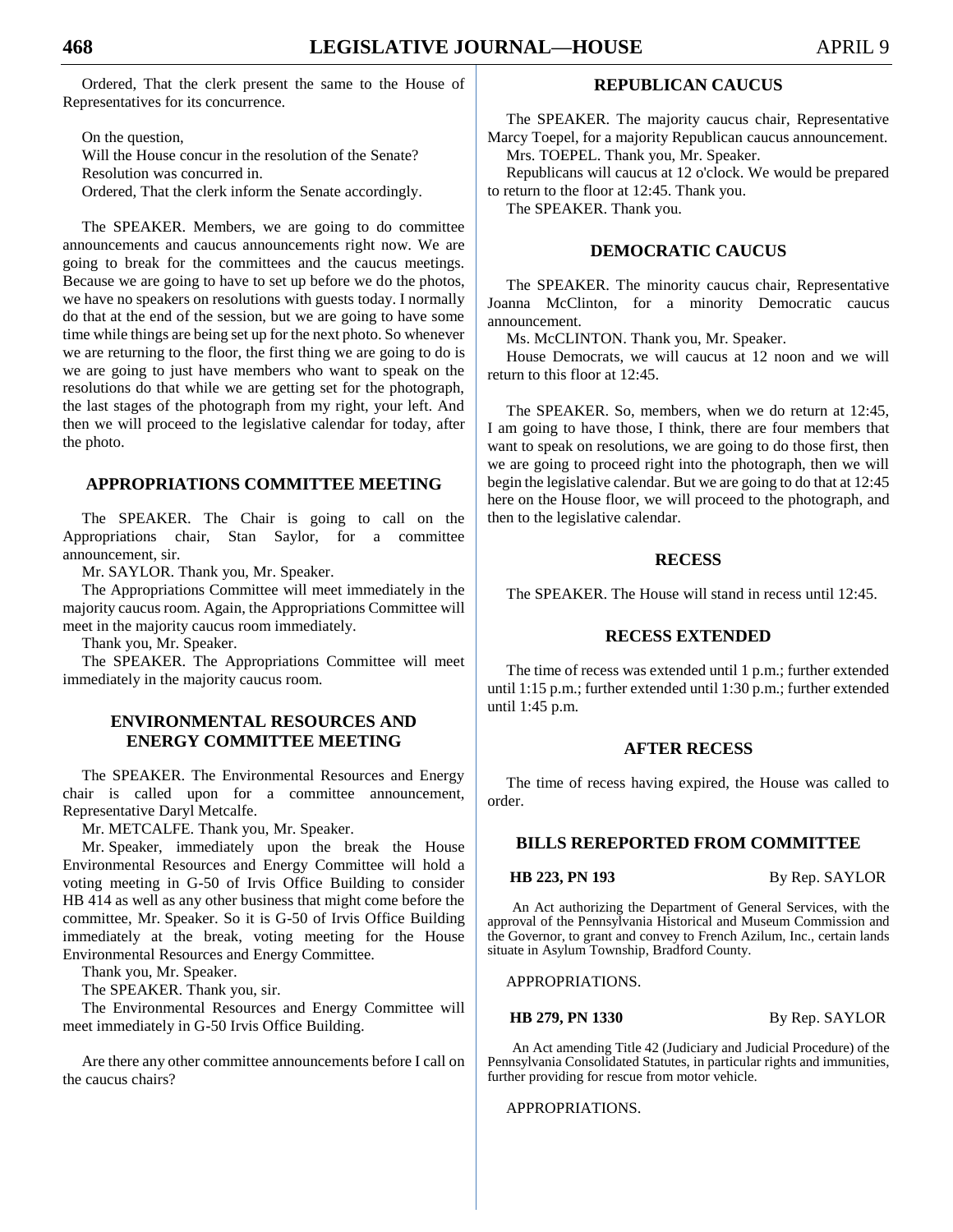Ordered, That the clerk present the same to the House of Representatives for its concurrence.

On the question,

Will the House concur in the resolution of the Senate?

Resolution was concurred in.

Ordered, That the clerk inform the Senate accordingly.

The SPEAKER. Members, we are going to do committee announcements and caucus announcements right now. We are going to break for the committees and the caucus meetings. Because we are going to have to set up before we do the photos, we have no speakers on resolutions with guests today. I normally do that at the end of the session, but we are going to have some time while things are being set up for the next photo. So whenever we are returning to the floor, the first thing we are going to do is we are going to just have members who want to speak on the resolutions do that while we are getting set for the photograph, the last stages of the photograph from my right, your left. And then we will proceed to the legislative calendar for today, after the photo.

## APPROPRIATIONS COMMITTEE MEETING

The SPEAKER. The Chair is going to call on the Appropriations chair, Stan Saylor, for a committee announcement, sir.

Mr. SAYLOR. Thank you, Mr. Speaker.

The Appropriations Committee will meet immediately in the majority caucus room. Again, the Appropriations Committee will meet in the majority caucus room immediately.

Thank you, Mr. Speaker.

The SPEAKER. The Appropriations Committee will meet immediately in the majority caucus room.

## ENVIRONMENTAL RESOURCES AND ENERGY COMMITTEE MEETING

The SPEAKER. The Environmental Resources and Energy chair is called upon for a committee announcement, Representative Daryl Metcalfe.

Mr. METCALFE. Thank you, Mr. Speaker.

Mr. Speaker, immediately upon the break the House Environmental Resources and Energy Committee will hold a voting meeting in G-50 of Irvis Office Building to consider HB 414 as well as any other business that might come before the committee, Mr. Speaker. So it is G-50 of Irvis Office Building immediately at the break, voting meeting for the House Environmental Resources and Energy Committee.

Thank you, Mr. Speaker.

The SPEAKER. Thank you, sir.

The Environmental Resources and Energy Committee will meet immediately in G-50 Irvis Office Building.

Are there any other committee announcements before I call on the caucus chairs?

## REPUBLICAN CAUCUS

The SPEAKER. The majority caucus chair, Representative Marcy Toepel, for a majority Republican caucus announcement.

Mrs. TOEPEL. Thank you, Mr. Speaker.

Republicans will caucus at 12 o'clock. We would be prepared to return to the floor at 12:45. Thank you.

The SPEAKER. Thank you.

## DEMOCRATIC CAUCUS

The SPEAKER. The minority caucus chair, Representative Joanna McClinton, for a minority Democratic caucus announcement.

Ms. McCLINTON. Thank you, Mr. Speaker.

House Democrats, we will caucus at 12 noon and we will return to this floor at 12:45.

The SPEAKER. So, members, when we do return at 12:45, I am going to have those, I think, there are four members that want to speak on resolutions, we are going to do those first, then we are going to proceed right into the photograph, then we will begin the legislative calendar. But we are going to do that at 12:45 here on the House floor, we will proceed to the photograph, and then to the legislative calendar.

## RECESS

The SPEAKER. The House will stand in recess until 12:45.

## RECESS EXTENDED

The time of recess was extended until 1 p.m.; further extended until 1:15 p.m.; further extended until 1:30 p.m.; further extended until 1:45 p.m.

## AFTER RECESS

The time of recess having expired, the House was called to order.

## BILLS REREPORTED FROM COMMITTEE

**HB 223, PN 193** By Rep. SAYLOR

An Act authorizing the Department of General Services, with the approval of the Pennsylvania Historical and Museum Commission and the Governor, to grant and convey to French Azilum, Inc., certain lands situate in Asylum Township, Bradford County.

APPROPRIATIONS.

**HB 279, PN 1330** By Rep. SAYLOR

An Act amending Title 42 (Judiciary and Judicial Procedure) of the Pennsylvania Consolidated Statutes, in particular rights and immunities, further providing for rescue from motor vehicle.

APPROPRIATIONS.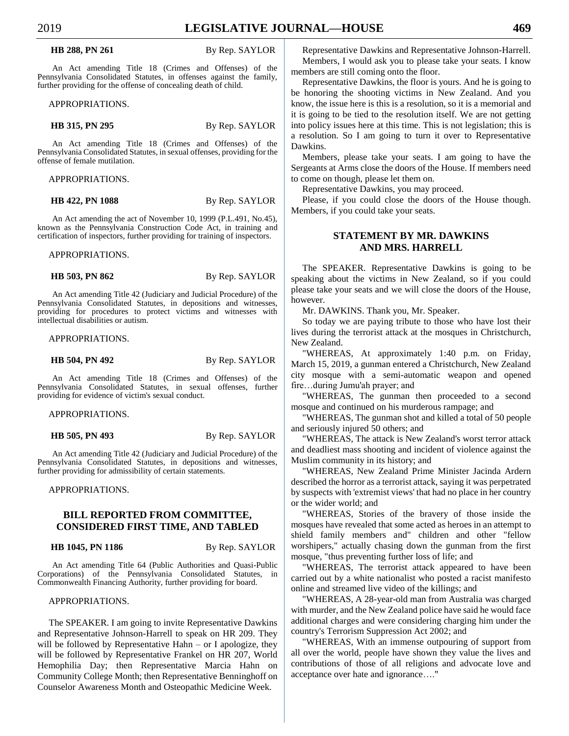**HB 288, PN 261** By Rep. SAYLOR

An Act amending Title 18 (Crimes and Offenses) of the Pennsylvania Consolidated Statutes, in offenses against the family, further providing for the offense of concealing death of child.

APPROPRIATIONS.

**HB 315, PN 295** By Rep. SAYLOR

An Act amending Title 18 (Crimes and Offenses) of the Pennsylvania Consolidated Statutes, in sexual offenses, providing for the offense of female mutilation.

APPROPRIATIONS.

**HB 422, PN 1088** By Rep. SAYLOR

An Act amending the act of November 10, 1999 (P.L.491, No.45), known as the Pennsylvania Construction Code Act, in training and certification of inspectors, further providing for training of inspectors.

APPROPRIATIONS.

**HB 503, PN 862** By Rep. SAYLOR

An Act amending Title 42 (Judiciary and Judicial Procedure) of the Pennsylvania Consolidated Statutes, in depositions and witnesses, providing for procedures to protect victims and witnesses with intellectual disabilities or autism.

APPROPRIATIONS.

**HB 504, PN 492** By Rep. SAYLOR

An Act amending Title 18 (Crimes and Offenses) of the Pennsylvania Consolidated Statutes, in sexual offenses, further providing for evidence of victim's sexual conduct.

APPROPRIATIONS.

**HB 505, PN 493** By Rep. SAYLOR

An Act amending Title 42 (Judiciary and Judicial Procedure) of the Pennsylvania Consolidated Statutes, in depositions and witnesses, further providing for admissibility of certain statements.

APPROPRIATIONS.

## BILL REPORTED FROM COMMITTEE, CONSIDERED FIRST TIME, AND TABLED

**HB 1045, PN 1186** By Rep. SAYLOR

An Act amending Title 64 (Public Authorities and Quasi-Public Corporations) of the Pennsylvania Consolidated Statutes, in Commonwealth Financing Authority, further providing for board.

APPROPRIATIONS.

The SPEAKER. I am going to invite Representative Dawkins and Representative Johnson-Harrell to speak on HR 209. They will be followed by Representative Hahn – or I apologize, they will be followed by Representative Frankel on HR 207, World Hemophilia Day; then Representative Marcia Hahn on Community College Month; then Representative Benninghoff on Counselor Awareness Month and Osteopathic Medicine Week.

Representative Dawkins and Representative Johnson-Harrell.

Members, I would ask you to please take your seats. I know members are still coming onto the floor.

Representative Dawkins, the floor is yours. And he is going to be honoring the shooting victims in New Zealand. And you know, the issue here is this is a resolution, so it is a memorial and it is going to be tied to the resolution itself. We are not getting into policy issues here at this time. This is not legislation; this is a resolution. So I am going to turn it over to Representative Dawkins.

Members, please take your seats. I am going to have the Sergeants at Arms close the doors of the House. If members need to come on though, please let them on.

Representative Dawkins, you may proceed.

Please, if you could close the doors of the House though. Members, if you could take your seats.

## STATEMENT BY MR. DAWKINS AND MRS. HARRELL

The SPEAKER. Representative Dawkins is going to be speaking about the victims in New Zealand, so if you could please take your seats and we will close the doors of the House, however.

Mr. DAWKINS. Thank you, Mr. Speaker.

So today we are paying tribute to those who have lost their lives during the terrorist attack at the mosques in Christchurch, New Zealand.

"WHEREAS, At approximately 1:40 p.m. on Friday, March 15, 2019, a gunman entered a Christchurch, New Zealand city mosque with a semi-automatic weapon and opened fire…during Jumu'ah prayer; and

"WHEREAS, The gunman then proceeded to a second mosque and continued on his murderous rampage; and

"WHEREAS, The gunman shot and killed a total of 50 people and seriously injured 50 others; and

"WHEREAS, The attack is New Zealand's worst terror attack and deadliest mass shooting and incident of violence against the Muslim community in its history; and

"WHEREAS, New Zealand Prime Minister Jacinda Ardern described the horror as a terrorist attack, saying it was perpetrated by suspects with 'extremist views' that had no place in her country or the wider world; and

"WHEREAS, Stories of the bravery of those inside the mosques have revealed that some acted as heroes in an attempt to shield family members and" children and other "fellow worshipers," actually chasing down the gunman from the first mosque, "thus preventing further loss of life; and

"WHEREAS, The terrorist attack appeared to have been carried out by a white nationalist who posted a racist manifesto online and streamed live video of the killings; and

"WHEREAS, A 28-year-old man from Australia was charged with murder, and the New Zealand police have said he would face additional charges and were considering charging him under the country's Terrorism Suppression Act 2002; and

"WHEREAS, With an immense outpouring of support from all over the world, people have shown they value the lives and contributions of those of all religions and advocate love and acceptance over hate and ignorance…."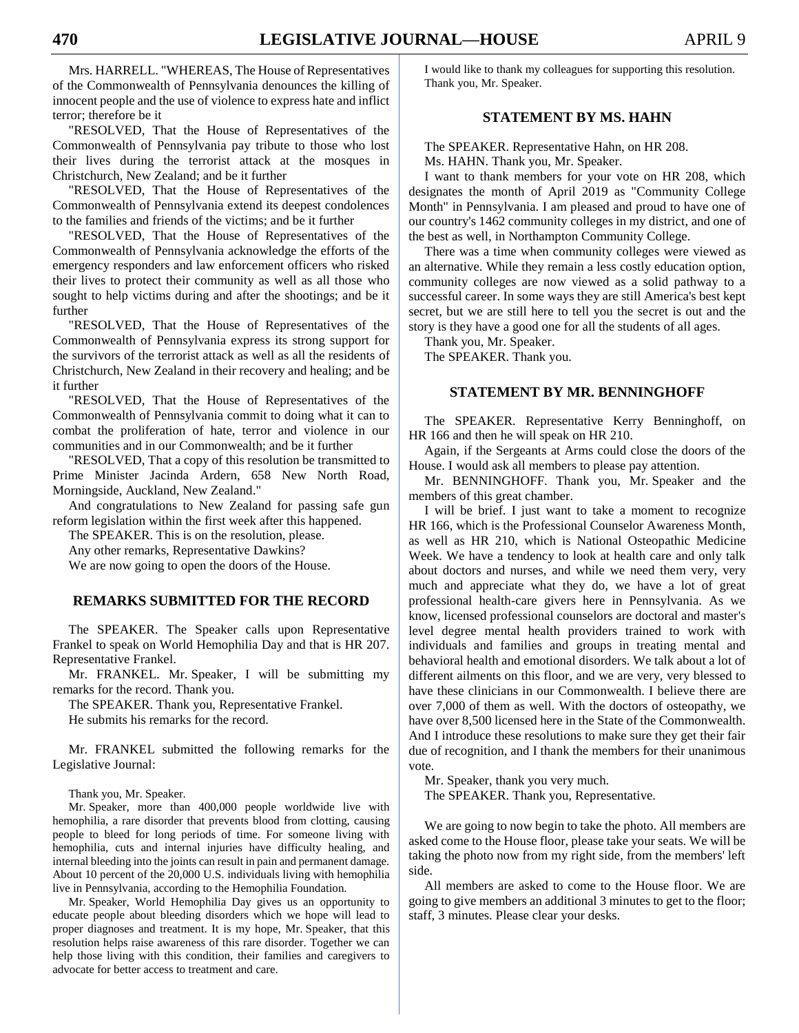Mrs. HARRELL. "WHEREAS, The House of Representatives of the Commonwealth of Pennsylvania denounces the killing of innocent people and the use of violence to express hate and inflict terror; therefore be it

"RESOLVED, That the House of Representatives of the Commonwealth of Pennsylvania pay tribute to those who lost their lives during the terrorist attack at the mosques in Christchurch, New Zealand; and be it further

"RESOLVED, That the House of Representatives of the Commonwealth of Pennsylvania extend its deepest condolences to the families and friends of the victims; and be it further

"RESOLVED, That the House of Representatives of the Commonwealth of Pennsylvania acknowledge the efforts of the emergency responders and law enforcement officers who risked their lives to protect their community as well as all those who sought to help victims during and after the shootings; and be it further

"RESOLVED, That the House of Representatives of the Commonwealth of Pennsylvania express its strong support for the survivors of the terrorist attack as well as all the residents of Christchurch, New Zealand in their recovery and healing; and be it further

"RESOLVED, That the House of Representatives of the Commonwealth of Pennsylvania commit to doing what it can to combat the proliferation of hate, terror and violence in our communities and in our Commonwealth; and be it further

"RESOLVED, That a copy of this resolution be transmitted to Prime Minister Jacinda Ardern, 658 New North Road, Morningside, Auckland, New Zealand."

And congratulations to New Zealand for passing safe gun reform legislation within the first week after this happened.

The SPEAKER. This is on the resolution, please.

Any other remarks, Representative Dawkins?

We are now going to open the doors of the House.

## REMARKS SUBMITTED FOR THE RECORD

The SPEAKER. The Speaker calls upon Representative Frankel to speak on World Hemophilia Day and that is HR 207. Representative Frankel.

Mr. FRANKEL. Mr. Speaker, I will be submitting my remarks for the record. Thank you.

The SPEAKER. Thank you, Representative Frankel.

He submits his remarks for the record.

Mr. FRANKEL submitted the following remarks for the Legislative Journal:

Thank you, Mr. Speaker.

Mr. Speaker, more than 400,000 people worldwide live with hemophilia, a rare disorder that prevents blood from clotting, causing people to bleed for long periods of time. For someone living with hemophilia, cuts and internal injuries have difficulty healing, and internal bleeding into the joints can result in pain and permanent damage. About 10 percent of the 20,000 U.S. individuals living with hemophilia live in Pennsylvania, according to the Hemophilia Foundation.

Mr. Speaker, World Hemophilia Day gives us an opportunity to educate people about bleeding disorders which we hope will lead to proper diagnoses and treatment. It is my hope, Mr. Speaker, that this resolution helps raise awareness of this rare disorder. Together we can help those living with this condition, their families and caregivers to advocate for better access to treatment and care.

I would like to thank my colleagues for supporting this resolution. Thank you, Mr. Speaker.

## STATEMENT BY MS. HAHN

The SPEAKER. Representative Hahn, on HR 208.

Ms. HAHN. Thank you, Mr. Speaker.

I want to thank members for your vote on HR 208, which designates the month of April 2019 as "Community College Month" in Pennsylvania. I am pleased and proud to have one of our country's 1462 community colleges in my district, and one of the best as well, in Northampton Community College.

There was a time when community colleges were viewed as an alternative. While they remain a less costly education option, community colleges are now viewed as a solid pathway to a successful career. In some ways they are still America's best kept secret, but we are still here to tell you the secret is out and the story is they have a good one for all the students of all ages.

Thank you, Mr. Speaker.

The SPEAKER. Thank you.

## STATEMENT BY MR. BENNINGHOFF

The SPEAKER. Representative Kerry Benninghoff, on HR 166 and then he will speak on HR 210.

Again, if the Sergeants at Arms could close the doors of the House. I would ask all members to please pay attention.

Mr. BENNINGHOFF. Thank you, Mr. Speaker and the members of this great chamber.

I will be brief. I just want to take a moment to recognize HR 166, which is the Professional Counselor Awareness Month, as well as HR 210, which is National Osteopathic Medicine Week. We have a tendency to look at health care and only talk about doctors and nurses, and while we need them very, very much and appreciate what they do, we have a lot of great professional health-care givers here in Pennsylvania. As we know, licensed professional counselors are doctoral and master's level degree mental health providers trained to work with individuals and families and groups in treating mental and behavioral health and emotional disorders. We talk about a lot of different ailments on this floor, and we are very, very blessed to have these clinicians in our Commonwealth. I believe there are over 7,000 of them as well. With the doctors of osteopathy, we have over 8,500 licensed here in the State of the Commonwealth. And I introduce these resolutions to make sure they get their fair due of recognition, and I thank the members for their unanimous vote.

Mr. Speaker, thank you very much.

The SPEAKER. Thank you, Representative.

We are going to now begin to take the photo. All members are asked come to the House floor, please take your seats. We will be taking the photo now from my right side, from the members' left side.

All members are asked to come to the House floor. We are going to give members an additional 3 minutes to get to the floor; staff, 3 minutes. Please clear your desks.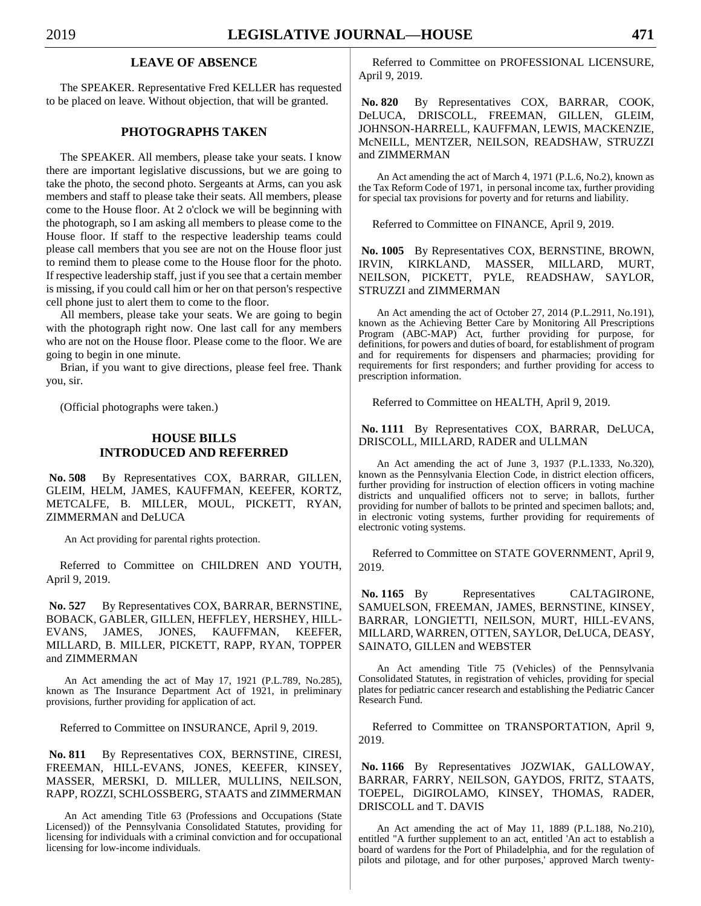## LEAVE OF ABSENCE

The SPEAKER. Representative Fred KELLER has requested to be placed on leave. Without objection, that will be granted.

## PHOTOGRAPHS TAKEN

The SPEAKER. All members, please take your seats. I know there are important legislative discussions, but we are going to take the photo, the second photo. Sergeants at Arms, can you ask members and staff to please take their seats. All members, please come to the House floor. At 2 o'clock we will be beginning with the photograph, so I am asking all members to please come to the House floor. If staff to the respective leadership teams could please call members that you see are not on the House floor just to remind them to please come to the House floor for the photo. If respective leadership staff, just if you see that a certain member is missing, if you could call him or her on that person's respective cell phone just to alert them to come to the floor.

All members, please take your seats. We are going to begin with the photograph right now. One last call for any members who are not on the House floor. Please come to the floor. We are going to begin in one minute.

Brian, if you want to give directions, please feel free. Thank you, sir.

(Official photographs were taken.)

## HOUSE BILLS INTRODUCED AND REFERRED

**No. 508** By Representatives COX, BARRAR, GILLEN, GLEIM, HELM, JAMES, KAUFFMAN, KEEFER, KORTZ, METCALFE, B. MILLER, MOUL, PICKETT, RYAN, ZIMMERMAN and DeLUCA

An Act providing for parental rights protection.

Referred to Committee on CHILDREN AND YOUTH, April 9, 2019.

**No. 527** By Representatives COX, BARRAR, BERNSTINE, BOBACK, GABLER, GILLEN, HEFFLEY, HERSHEY, HILL-EVANS, JAMES, JONES, KAUFFMAN, KEEFER, MILLARD, B. MILLER, PICKETT, RAPP, RYAN, TOPPER and ZIMMERMAN

An Act amending the act of May 17, 1921 (P.L.789, No.285), known as The Insurance Department Act of 1921, in preliminary provisions, further providing for application of act.

Referred to Committee on INSURANCE, April 9, 2019.

**No. 811** By Representatives COX, BERNSTINE, CIRESI, FREEMAN, HILL-EVANS, JONES, KEEFER, KINSEY, MASSER, MERSKI, D. MILLER, MULLINS, NEILSON, RAPP, ROZZI, SCHLOSSBERG, STAATS and ZIMMERMAN

An Act amending Title 63 (Professions and Occupations (State Licensed)) of the Pennsylvania Consolidated Statutes, providing for licensing for individuals with a criminal conviction and for occupational licensing for low-income individuals.

Referred to Committee on PROFESSIONAL LICENSURE, April 9, 2019.

**No. 820** By Representatives COX, BARRAR, COOK, DeLUCA, DRISCOLL, FREEMAN, GILLEN, GLEIM, JOHNSON-HARRELL, KAUFFMAN, LEWIS, MACKENZIE, McNEILL, MENTZER, NEILSON, READSHAW, STRUZZI and ZIMMERMAN

An Act amending the act of March 4, 1971 (P.L.6, No.2), known as the Tax Reform Code of 1971, in personal income tax, further providing for special tax provisions for poverty and for returns and liability.

Referred to Committee on FINANCE, April 9, 2019.

**No. 1005** By Representatives COX, BERNSTINE, BROWN, IRVIN, KIRKLAND, MASSER, MILLARD, MURT, NEILSON, PICKETT, PYLE, READSHAW, SAYLOR, STRUZZI and ZIMMERMAN

An Act amending the act of October 27, 2014 (P.L.2911, No.191), known as the Achieving Better Care by Monitoring All Prescriptions Program (ABC-MAP) Act, further providing for purpose, for definitions, for powers and duties of board, for establishment of program and for requirements for dispensers and pharmacies; providing for requirements for first responders; and further providing for access to prescription information.

Referred to Committee on HEALTH, April 9, 2019.

**No. 1111** By Representatives COX, BARRAR, DeLUCA, DRISCOLL, MILLARD, RADER and ULLMAN

An Act amending the act of June 3, 1937 (P.L.1333, No.320), known as the Pennsylvania Election Code, in district election officers, further providing for instruction of election officers in voting machine districts and unqualified officers not to serve; in ballots, further providing for number of ballots to be printed and specimen ballots; and, in electronic voting systems, further providing for requirements of electronic voting systems.

Referred to Committee on STATE GOVERNMENT, April 9, 2019.

**No. 1165** By Representatives CALTAGIRONE, SAMUELSON, FREEMAN, JAMES, BERNSTINE, KINSEY, BARRAR, LONGIETTI, NEILSON, MURT, HILL-EVANS, MILLARD, WARREN, OTTEN, SAYLOR, DeLUCA, DEASY, SAINATO, GILLEN and WEBSTER

An Act amending Title 75 (Vehicles) of the Pennsylvania Consolidated Statutes, in registration of vehicles, providing for special plates for pediatric cancer research and establishing the Pediatric Cancer Research Fund.

Referred to Committee on TRANSPORTATION, April 9, 2019.

**No. 1166** By Representatives JOZWIAK, GALLOWAY, BARRAR, FARRY, NEILSON, GAYDOS, FRITZ, STAATS, TOEPEL, DiGIROLAMO, KINSEY, THOMAS, RADER, DRISCOLL and T. DAVIS

An Act amending the act of May 11, 1889 (P.L.188, No.210), entitled "A further supplement to an act, entitled 'An act to establish a board of wardens for the Port of Philadelphia, and for the regulation of pilots and pilotage, and for other purposes,' approved March twenty-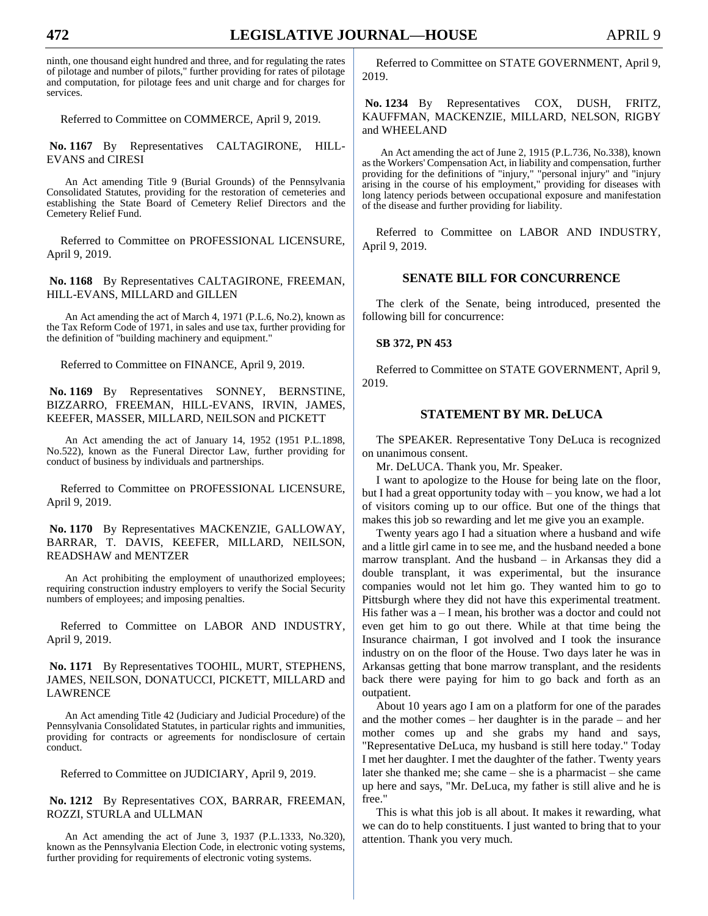ninth, one thousand eight hundred and three, and for regulating the rates of pilotage and number of pilots," further providing for rates of pilotage and computation, for pilotage fees and unit charge and for charges for services.

Referred to Committee on COMMERCE, April 9, 2019.

**No. 1167** By Representatives CALTAGIRONE, HILL-EVANS and CIRESI

An Act amending Title 9 (Burial Grounds) of the Pennsylvania Consolidated Statutes, providing for the restoration of cemeteries and establishing the State Board of Cemetery Relief Directors and the Cemetery Relief Fund.

Referred to Committee on PROFESSIONAL LICENSURE, April 9, 2019.

**No. 1168** By Representatives CALTAGIRONE, FREEMAN, HILL-EVANS, MILLARD and GILLEN

An Act amending the act of March 4, 1971 (P.L.6, No.2), known as the Tax Reform Code of 1971, in sales and use tax, further providing for the definition of "building machinery and equipment."

Referred to Committee on FINANCE, April 9, 2019.

**No. 1169** By Representatives SONNEY, BERNSTINE, BIZZARRO, FREEMAN, HILL-EVANS, IRVIN, JAMES, KEEFER, MASSER, MILLARD, NEILSON and PICKETT

An Act amending the act of January 14, 1952 (1951 P.L.1898, No.522), known as the Funeral Director Law, further providing for conduct of business by individuals and partnerships.

Referred to Committee on PROFESSIONAL LICENSURE, April 9, 2019.

**No. 1170** By Representatives MACKENZIE, GALLOWAY, BARRAR, T. DAVIS, KEEFER, MILLARD, NEILSON, READSHAW and MENTZER

An Act prohibiting the employment of unauthorized employees; requiring construction industry employers to verify the Social Security numbers of employees; and imposing penalties.

Referred to Committee on LABOR AND INDUSTRY, April 9, 2019.

**No. 1171** By Representatives TOOHIL, MURT, STEPHENS, JAMES, NEILSON, DONATUCCI, PICKETT, MILLARD and LAWRENCE

An Act amending Title 42 (Judiciary and Judicial Procedure) of the Pennsylvania Consolidated Statutes, in particular rights and immunities, providing for contracts or agreements for nondisclosure of certain conduct.

Referred to Committee on JUDICIARY, April 9, 2019.

**No. 1212** By Representatives COX, BARRAR, FREEMAN, ROZZI, STURLA and ULLMAN

An Act amending the act of June 3, 1937 (P.L.1333, No.320), known as the Pennsylvania Election Code, in electronic voting systems, further providing for requirements of electronic voting systems.

Referred to Committee on STATE GOVERNMENT, April 9, 2019.

**No. 1234** By Representatives COX, DUSH, FRITZ, KAUFFMAN, MACKENZIE, MILLARD, NELSON, RIGBY and WHEELAND

An Act amending the act of June 2, 1915 (P.L.736, No.338), known as the Workers' Compensation Act, in liability and compensation, further providing for the definitions of "injury," "personal injury" and "injury arising in the course of his employment," providing for diseases with long latency periods between occupational exposure and manifestation of the disease and further providing for liability.

Referred to Committee on LABOR AND INDUSTRY, April 9, 2019.

## SENATE BILL FOR CONCURRENCE

The clerk of the Senate, being introduced, presented the following bill for concurrence:

**SB 372, PN 453**

Referred to Committee on STATE GOVERNMENT, April 9, 2019.

## STATEMENT BY MR. DeLUCA

The SPEAKER. Representative Tony DeLuca is recognized on unanimous consent.

Mr. DeLUCA. Thank you, Mr. Speaker.

I want to apologize to the House for being late on the floor, but I had a great opportunity today with – you know, we had a lot of visitors coming up to our office. But one of the things that makes this job so rewarding and let me give you an example.

Twenty years ago I had a situation where a husband and wife and a little girl came in to see me, and the husband needed a bone marrow transplant. And the husband – in Arkansas they did a double transplant, it was experimental, but the insurance companies would not let him go. They wanted him to go to Pittsburgh where they did not have this experimental treatment. His father was a – I mean, his brother was a doctor and could not even get him to go out there. While at that time being the Insurance chairman, I got involved and I took the insurance industry on on the floor of the House. Two days later he was in Arkansas getting that bone marrow transplant, and the residents back there were paying for him to go back and forth as an outpatient.

About 10 years ago I am on a platform for one of the parades and the mother comes – her daughter is in the parade – and her mother comes up and she grabs my hand and says, "Representative DeLuca, my husband is still here today." Today I met her daughter. I met the daughter of the father. Twenty years later she thanked me; she came – she is a pharmacist – she came up here and says, "Mr. DeLuca, my father is still alive and he is free."

This is what this job is all about. It makes it rewarding, what we can do to help constituents. I just wanted to bring that to your attention. Thank you very much.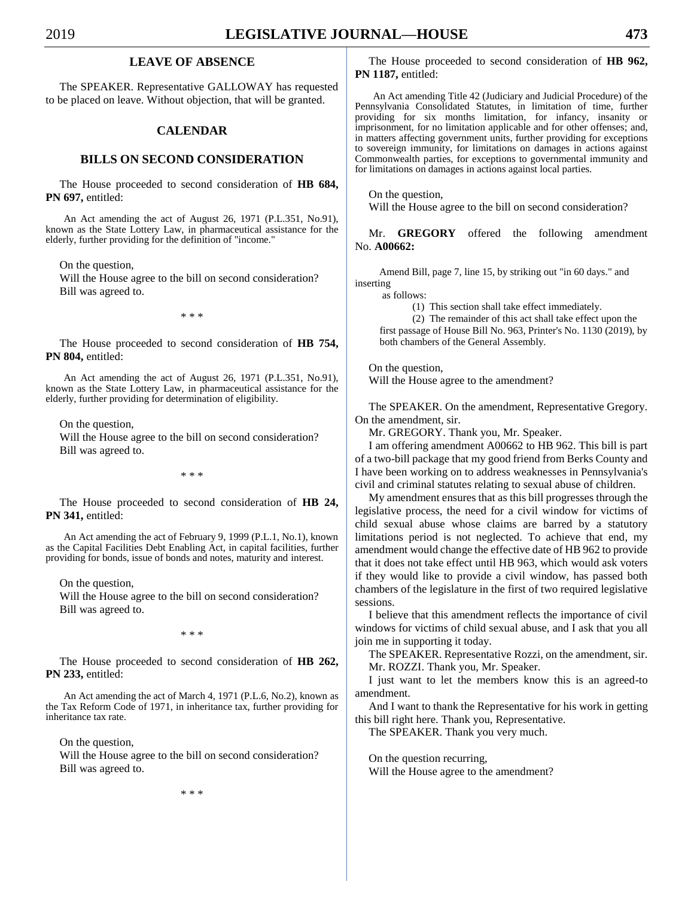## LEAVE OF ABSENCE

The SPEAKER. Representative GALLOWAY has requested to be placed on leave. Without objection, that will be granted.

## CALENDAR

## BILLS ON SECOND CONSIDERATION

The House proceeded to second consideration of **HB 684, PN 697,** entitled:

An Act amending the act of August 26, 1971 (P.L.351, No.91), known as the State Lottery Law, in pharmaceutical assistance for the elderly, further providing for the definition of "income."

On the question,
Will the House agree to the bill on second consideration?
Bill was agreed to.

\* \* \*

The House proceeded to second consideration of **HB 754, PN 804,** entitled:

An Act amending the act of August 26, 1971 (P.L.351, No.91), known as the State Lottery Law, in pharmaceutical assistance for the elderly, further providing for determination of eligibility.

On the question,
Will the House agree to the bill on second consideration?
Bill was agreed to.

\* \* \*

The House proceeded to second consideration of **HB 24, PN 341,** entitled:

An Act amending the act of February 9, 1999 (P.L.1, No.1), known as the Capital Facilities Debt Enabling Act, in capital facilities, further providing for bonds, issue of bonds and notes, maturity and interest.

On the question,
Will the House agree to the bill on second consideration?
Bill was agreed to.

\* \* \*

The House proceeded to second consideration of **HB 262, PN 233,** entitled:

An Act amending the act of March 4, 1971 (P.L.6, No.2), known as the Tax Reform Code of 1971, in inheritance tax, further providing for inheritance tax rate.

On the question,
Will the House agree to the bill on second consideration?
Bill was agreed to.

\* \* \*

The House proceeded to second consideration of **HB 962, PN 1187,** entitled:

An Act amending Title 42 (Judiciary and Judicial Procedure) of the Pennsylvania Consolidated Statutes, in limitation of time, further providing for six months limitation, for infancy, insanity or imprisonment, for no limitation applicable and for other offenses; and, in matters affecting government units, further providing for exceptions to sovereign immunity, for limitations on damages in actions against Commonwealth parties, for exceptions to governmental immunity and for limitations on damages in actions against local parties.

On the question,
Will the House agree to the bill on second consideration?

Mr. **GREGORY** offered the following amendment No. **A00662:**

Amend Bill, page 7, line 15, by striking out "in 60 days." and inserting
as follows:
(1) This section shall take effect immediately.
(2) The remainder of this act shall take effect upon the first passage of House Bill No. 963, Printer's No. 1130 (2019), by both chambers of the General Assembly.

On the question,
Will the House agree to the amendment?

The SPEAKER. On the amendment, Representative Gregory. On the amendment, sir.

Mr. GREGORY. Thank you, Mr. Speaker.

I am offering amendment A00662 to HB 962. This bill is part of a two-bill package that my good friend from Berks County and I have been working on to address weaknesses in Pennsylvania's civil and criminal statutes relating to sexual abuse of children.

My amendment ensures that as this bill progresses through the legislative process, the need for a civil window for victims of child sexual abuse whose claims are barred by a statutory limitations period is not neglected. To achieve that end, my amendment would change the effective date of HB 962 to provide that it does not take effect until HB 963, which would ask voters if they would like to provide a civil window, has passed both chambers of the legislature in the first of two required legislative sessions.

I believe that this amendment reflects the importance of civil windows for victims of child sexual abuse, and I ask that you all join me in supporting it today.

The SPEAKER. Representative Rozzi, on the amendment, sir.

Mr. ROZZI. Thank you, Mr. Speaker.

I just want to let the members know this is an agreed-to amendment.

And I want to thank the Representative for his work in getting this bill right here. Thank you, Representative.

The SPEAKER. Thank you very much.

On the question recurring,
Will the House agree to the amendment?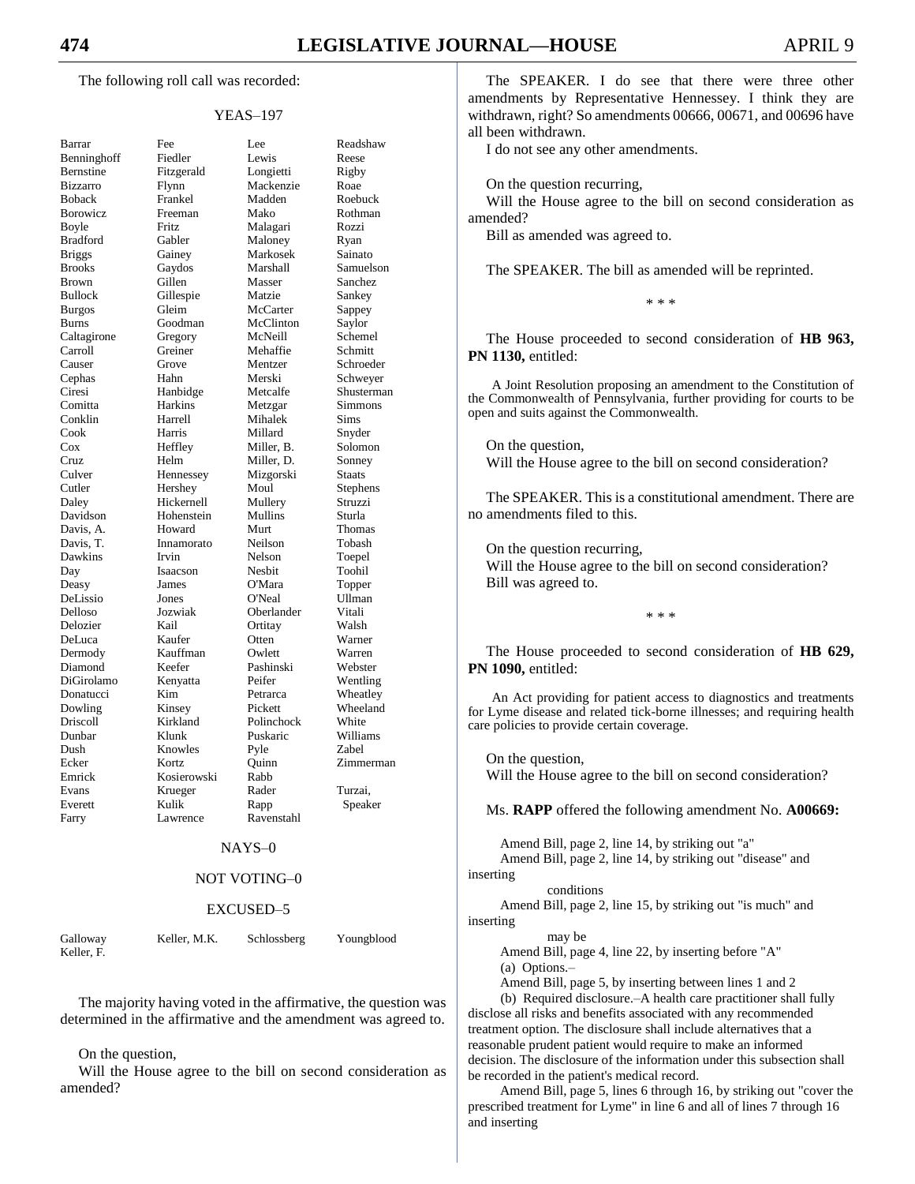The following roll call was recorded:

YEAS–197

| | | | |
|---|---|---|---|
| Barrar | Fee | Lee | Readshaw |
| Benninghoff | Fiedler | Lewis | Reese |
| Bernstine | Fitzgerald | Longietti | Rigby |
| Bizzarro | Flynn | Mackenzie | Roae |
| Boback | Frankel | Madden | Roebuck |
| Borowicz | Freeman | Mako | Rothman |
| Boyle | Fritz | Malagari | Rozzi |
| Bradford | Gabler | Maloney | Ryan |
| Briggs | Gainey | Markosek | Sainato |
| Brooks | Gaydos | Marshall | Samuelson |
| Brown | Gillen | Masser | Sanchez |
| Bullock | Gillespie | Matzie | Sankey |
| Burgos | Gleim | McCarter | Sappey |
| Burns | Goodman | McClinton | Saylor |
| Caltagirone | Gregory | McNeill | Schemel |
| Carroll | Greiner | Mehaffie | Schmitt |
| Causer | Grove | Mentzer | Schroeder |
| Cephas | Hahn | Merski | Schweyer |
| Ciresi | Hanbidge | Metcalfe | Shusterman |
| Comitta | Harkins | Metzgar | Simmons |
| Conklin | Harrell | Mihalek | Sims |
| Cook | Harris | Millard | Snyder |
| Cox | Heffley | Miller, B. | Solomon |
| Cruz | Helm | Miller, D. | Sonney |
| Culver | Hennessey | Mizgorski | Staats |
| Cutler | Hershey | Moul | Stephens |
| Daley | Hickernell | Mullery | Struzzi |
| Davidson | Hohenstein | Mullins | Sturla |
| Davis, A. | Howard | Murt | Thomas |
| Davis, T. | Innamorato | Neilson | Tobash |
| Dawkins | Irvin | Nelson | Toepel |
| Day | Isaacson | Nesbit | Toohil |
| Deasy | James | O'Mara | Topper |
| DeLissio | Jones | O'Neal | Ullman |
| Delloso | Jozwiak | Oberlander | Vitali |
| Delozier | Kail | Ortitay | Walsh |
| DeLuca | Kaufer | Otten | Warner |
| Dermody | Kauffman | Owlett | Warren |
| Diamond | Keefer | Pashinski | Webster |
| DiGirolamo | Kenyatta | Peifer | Wentling |
| Donatucci | Kim | Petrarca | Wheatley |
| Dowling | Kinsey | Pickett | Wheeland |
| Driscoll | Kirkland | Polinchock | White |
| Dunbar | Klunk | Puskaric | Williams |
| Dush | Knowles | Pyle | Zabel |
| Ecker | Kortz | Quinn | Zimmerman |
| Emrick | Kosierowski | Rabb | |
| Evans | Krueger | Rader | Turzai, |
| Everett | Kulik | Rapp | Speaker |
| Farry | Lawrence | Ravenstahl | |

NAYS–0

NOT VOTING–0

EXCUSED–5

| | | | |
|---|---|---|---|
| Galloway | Keller, M.K. | Schlossberg | Youngblood |
| Keller, F. | | | |

The majority having voted in the affirmative, the question was determined in the affirmative and the amendment was agreed to.

On the question,

Will the House agree to the bill on second consideration as amended?

The SPEAKER. I do see that there were three other amendments by Representative Hennessey. I think they are withdrawn, right? So amendments 00666, 00671, and 00696 have all been withdrawn.

I do not see any other amendments.

On the question recurring,

Will the House agree to the bill on second consideration as amended?

Bill as amended was agreed to.

The SPEAKER. The bill as amended will be reprinted.

\* \* \*

The House proceeded to second consideration of **HB 963, PN 1130,** entitled:

A Joint Resolution proposing an amendment to the Constitution of the Commonwealth of Pennsylvania, further providing for courts to be open and suits against the Commonwealth.

On the question,

Will the House agree to the bill on second consideration?

The SPEAKER. This is a constitutional amendment. There are no amendments filed to this.

On the question recurring,

Will the House agree to the bill on second consideration?

Bill was agreed to.

\* \* \*

The House proceeded to second consideration of **HB 629, PN 1090,** entitled:

An Act providing for patient access to diagnostics and treatments for Lyme disease and related tick-borne illnesses; and requiring health care policies to provide certain coverage.

On the question,

Will the House agree to the bill on second consideration?

Ms. **RAPP** offered the following amendment No. **A00669:**

Amend Bill, page 2, line 14, by striking out "a"

Amend Bill, page 2, line 14, by striking out "disease" and inserting

conditions

Amend Bill, page 2, line 15, by striking out "is much" and inserting

may be

Amend Bill, page 4, line 22, by inserting before "A"

(a) Options.–

Amend Bill, page 5, by inserting between lines 1 and 2

(b) Required disclosure.–A health care practitioner shall fully disclose all risks and benefits associated with any recommended treatment option. The disclosure shall include alternatives that a reasonable prudent patient would require to make an informed decision. The disclosure of the information under this subsection shall be recorded in the patient's medical record.

Amend Bill, page 5, lines 6 through 16, by striking out "cover the prescribed treatment for Lyme" in line 6 and all of lines 7 through 16 and inserting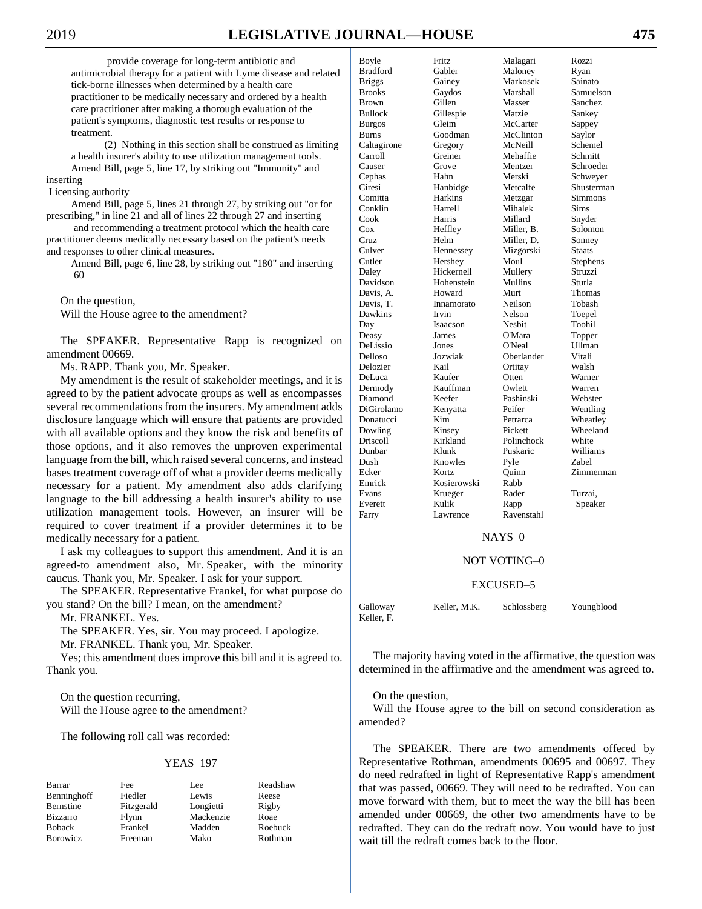provide coverage for long-term antibiotic and antimicrobial therapy for a patient with Lyme disease and related tick-borne illnesses when determined by a health care practitioner to be medically necessary and ordered by a health care practitioner after making a thorough evaluation of the patient's symptoms, diagnostic test results or response to treatment.

(2) Nothing in this section shall be construed as limiting a health insurer's ability to use utilization management tools.

Amend Bill, page 5, line 17, by striking out "Immunity" and inserting

Licensing authority

Amend Bill, page 5, lines 21 through 27, by striking out "or for prescribing," in line 21 and all of lines 22 through 27 and inserting

and recommending a treatment protocol which the health care practitioner deems medically necessary based on the patient's needs and responses to other clinical measures.

Amend Bill, page 6, line 28, by striking out "180" and inserting

60

On the question,
Will the House agree to the amendment?

The SPEAKER. Representative Rapp is recognized on amendment 00669.

Ms. RAPP. Thank you, Mr. Speaker.

My amendment is the result of stakeholder meetings, and it is agreed to by the patient advocate groups as well as encompasses several recommendations from the insurers. My amendment adds disclosure language which will ensure that patients are provided with all available options and they know the risk and benefits of those options, and it also removes the unproven experimental language from the bill, which raised several concerns, and instead bases treatment coverage off of what a provider deems medically necessary for a patient. My amendment also adds clarifying language to the bill addressing a health insurer's ability to use utilization management tools. However, an insurer will be required to cover treatment if a provider determines it to be medically necessary for a patient.

I ask my colleagues to support this amendment. And it is an agreed-to amendment also, Mr. Speaker, with the minority caucus. Thank you, Mr. Speaker. I ask for your support.

The SPEAKER. Representative Frankel, for what purpose do you stand? On the bill? I mean, on the amendment?

Mr. FRANKEL. Yes.

The SPEAKER. Yes, sir. You may proceed. I apologize.

Mr. FRANKEL. Thank you, Mr. Speaker.

Yes; this amendment does improve this bill and it is agreed to. Thank you.

On the question recurring,
Will the House agree to the amendment?

The following roll call was recorded:

YEAS–197

| | | | |
|---|---|---|---|
| Barrar | Fee | Lee | Readshaw |
| Benninghoff | Fiedler | Lewis | Reese |
| Bernstine | Fitzgerald | Longietti | Rigby |
| Bizzarro | Flynn | Mackenzie | Roae |
| Boback | Frankel | Madden | Roebuck |
| Borowicz | Freeman | Mako | Rothman |
| Boyle | Fritz | Malagari | Rozzi |
| Bradford | Gabler | Maloney | Ryan |
| Briggs | Gainey | Markosek | Sainato |
| Brooks | Gaydos | Marshall | Samuelson |
| Brown | Gillen | Masser | Sanchez |
| Bullock | Gillespie | Matzie | Sankey |
| Burgos | Gleim | McCarter | Sappey |
| Burns | Goodman | McClinton | Saylor |
| Caltagirone | Gregory | McNeill | Schemel |
| Carroll | Greiner | Mehaffie | Schmitt |
| Causer | Grove | Mentzer | Schroeder |
| Cephas | Hahn | Merski | Schweyer |
| Ciresi | Hanbidge | Metcalfe | Shusterman |
| Comitta | Harkins | Metzgar | Simmons |
| Conklin | Harrell | Mihalek | Sims |
| Cook | Harris | Millard | Snyder |
| Cox | Heffley | Miller, B. | Solomon |
| Cruz | Helm | Miller, D. | Sonney |
| Culver | Hennessey | Mizgorski | Staats |
| Cutler | Hershey | Moul | Stephens |
| Daley | Hickernell | Mullery | Struzzi |
| Davidson | Hohenstein | Mullins | Sturla |
| Davis, A. | Howard | Murt | Thomas |
| Davis, T. | Innamorato | Neilson | Tobash |
| Dawkins | Irvin | Nelson | Toepel |
| Day | Isaacson | Nesbit | Toohil |
| Deasy | James | O'Mara | Topper |
| DeLissio | Jones | O'Neal | Ullman |
| Delloso | Jozwiak | Oberlander | Vitali |
| Delozier | Kail | Ortitay | Walsh |
| DeLuca | Kaufer | Otten | Warner |
| Dermody | Kauffman | Owlett | Warren |
| Diamond | Keefer | Pashinski | Webster |
| DiGirolamo | Kenyatta | Peifer | Wentling |
| Donatucci | Kim | Petrarca | Wheatley |
| Dowling | Kinsey | Pickett | Wheeland |
| Driscoll | Kirkland | Polinchock | White |
| Dunbar | Klunk | Puskaric | Williams |
| Dush | Knowles | Pyle | Zabel |
| Ecker | Kortz | Quinn | Zimmerman |
| Emrick | Kosierowski | Rabb | |
| Evans | Krueger | Rader | Turzai, |
| Everett | Kulik | Rapp | Speaker |
| Farry | Lawrence | Ravenstahl | |

NAYS–0

NOT VOTING–0

EXCUSED–5

| | | | |
|---|---|---|---|
| Galloway | Keller, M.K. | Schlossberg | Youngblood |
| Keller, F. | | | |

The majority having voted in the affirmative, the question was determined in the affirmative and the amendment was agreed to.

On the question,
Will the House agree to the bill on second consideration as amended?

The SPEAKER. There are two amendments offered by Representative Rothman, amendments 00695 and 00697. They do need redrafted in light of Representative Rapp's amendment that was passed, 00669. They will need to be redrafted. You can move forward with them, but to meet the way the bill has been amended under 00669, the other two amendments have to be redrafted. They can do the redraft now. You would have to just wait till the redraft comes back to the floor.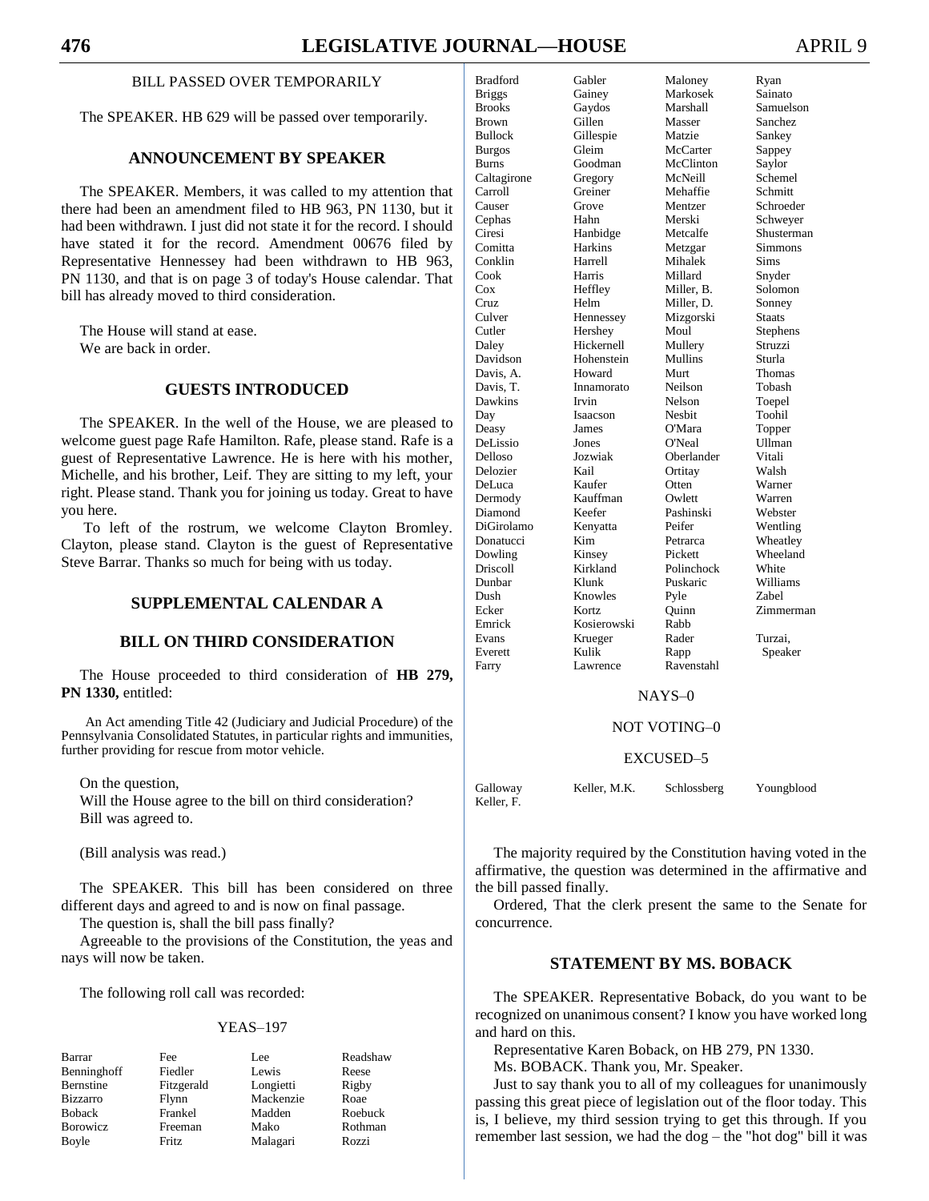## BILL PASSED OVER TEMPORARILY

The SPEAKER. HB 629 will be passed over temporarily.

## ANNOUNCEMENT BY SPEAKER

The SPEAKER. Members, it was called to my attention that there had been an amendment filed to HB 963, PN 1130, but it had been withdrawn. I just did not state it for the record. I should have stated it for the record. Amendment 00676 filed by Representative Hennessey had been withdrawn to HB 963, PN 1130, and that is on page 3 of today's House calendar. That bill has already moved to third consideration.

The House will stand at ease.
We are back in order.

## GUESTS INTRODUCED

The SPEAKER. In the well of the House, we are pleased to welcome guest page Rafe Hamilton. Rafe, please stand. Rafe is a guest of Representative Lawrence. He is here with his mother, Michelle, and his brother, Leif. They are sitting to my left, your right. Please stand. Thank you for joining us today. Great to have you here.

To left of the rostrum, we welcome Clayton Bromley. Clayton, please stand. Clayton is the guest of Representative Steve Barrar. Thanks so much for being with us today.

## SUPPLEMENTAL CALENDAR A

## BILL ON THIRD CONSIDERATION

The House proceeded to third consideration of **HB 279, PN 1330,** entitled:

An Act amending Title 42 (Judiciary and Judicial Procedure) of the Pennsylvania Consolidated Statutes, in particular rights and immunities, further providing for rescue from motor vehicle.

On the question,
Will the House agree to the bill on third consideration?
Bill was agreed to.

(Bill analysis was read.)

The SPEAKER. This bill has been considered on three different days and agreed to and is now on final passage.

The question is, shall the bill pass finally?

Agreeable to the provisions of the Constitution, the yeas and nays will now be taken.

The following roll call was recorded:

YEAS–197

| | | | |
|---|---|---|---|
| Barrar | Fee | Lee | Readshaw |
| Benninghoff | Fiedler | Lewis | Reese |
| Bernstine | Fitzgerald | Longietti | Rigby |
| Bizzarro | Flynn | Mackenzie | Roae |
| Boback | Frankel | Madden | Roebuck |
| Borowicz | Freeman | Mako | Rothman |
| Boyle | Fritz | Malagari | Rozzi |
| Bradford | Gabler | Maloney | Ryan |
| Briggs | Gainey | Markosek | Sainato |
| Brooks | Gaydos | Marshall | Samuelson |
| Brown | Gillen | Masser | Sanchez |
| Bullock | Gillespie | Matzie | Sankey |
| Burgos | Gleim | McCarter | Sappey |
| Burns | Goodman | McClinton | Saylor |
| Caltagirone | Gregory | McNeill | Schemel |
| Carroll | Greiner | Mehaffie | Schmitt |
| Causer | Grove | Mentzer | Schroeder |
| Cephas | Hahn | Merski | Schweyer |
| Ciresi | Hanbidge | Metcalfe | Shusterman |
| Comitta | Harkins | Metzgar | Simmons |
| Conklin | Harrell | Mihalek | Sims |
| Cook | Harris | Millard | Snyder |
| Cox | Heffley | Miller, B. | Solomon |
| Cruz | Helm | Miller, D. | Sonney |
| Culver | Hennessey | Mizgorski | Staats |
| Cutler | Hershey | Moul | Stephens |
| Daley | Hickernell | Mullery | Struzzi |
| Davidson | Hohenstein | Mullins | Sturla |
| Davis, A. | Howard | Murt | Thomas |
| Davis, T. | Innamorato | Neilson | Tobash |
| Dawkins | Irvin | Nelson | Toepel |
| Day | Isaacson | Nesbit | Toohil |
| Deasy | James | O'Mara | Topper |
| DeLissio | Jones | O'Neal | Ullman |
| Delloso | Jozwiak | Oberlander | Vitali |
| Delozier | Kail | Ortitay | Walsh |
| DeLuca | Kaufer | Otten | Warner |
| Dermody | Kauffman | Owlett | Warren |
| Diamond | Keefer | Pashinski | Webster |
| DiGirolamo | Kenyatta | Peifer | Wentling |
| Donatucci | Kim | Petrarca | Wheatley |
| Dowling | Kinsey | Pickett | Wheeland |
| Driscoll | Kirkland | Polinchock | White |
| Dunbar | Klunk | Puskaric | Williams |
| Dush | Knowles | Pyle | Zabel |
| Ecker | Kortz | Quinn | Zimmerman |
| Emrick | Kosierowski | Rabb | |
| Evans | Krueger | Rader | Turzai, |
| Everett | Kulik | Rapp | Speaker |
| Farry | Lawrence | Ravenstahl | |

NAYS–0

NOT VOTING–0

EXCUSED–5

| | | | |
|---|---|---|---|
| Galloway | Keller, M.K. | Schlossberg | Youngblood |
| Keller, F. | | | |

The majority required by the Constitution having voted in the affirmative, the question was determined in the affirmative and the bill passed finally.

Ordered, That the clerk present the same to the Senate for concurrence.

## STATEMENT BY MS. BOBACK

The SPEAKER. Representative Boback, do you want to be recognized on unanimous consent? I know you have worked long and hard on this.

Representative Karen Boback, on HB 279, PN 1330.

Ms. BOBACK. Thank you, Mr. Speaker.

Just to say thank you to all of my colleagues for unanimously passing this great piece of legislation out of the floor today. This is, I believe, my third session trying to get this through. If you remember last session, we had the dog – the "hot dog" bill it was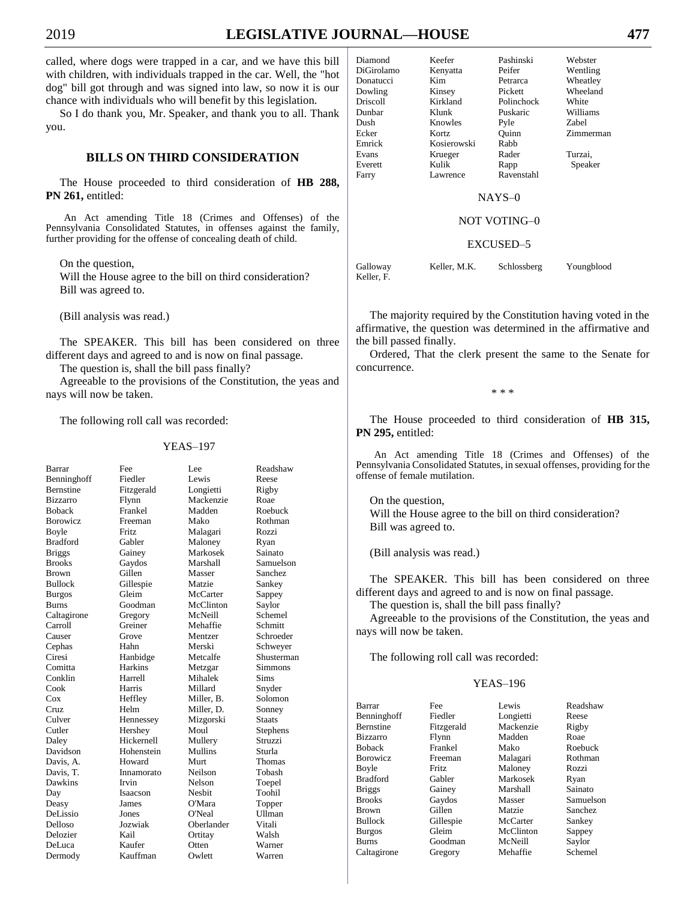called, where dogs were trapped in a car, and we have this bill with children, with individuals trapped in the car. Well, the "hot dog" bill got through and was signed into law, so now it is our chance with individuals who will benefit by this legislation.

So I do thank you, Mr. Speaker, and thank you to all. Thank you.

## BILLS ON THIRD CONSIDERATION

The House proceeded to third consideration of **HB 288, PN 261,** entitled:

An Act amending Title 18 (Crimes and Offenses) of the Pennsylvania Consolidated Statutes, in offenses against the family, further providing for the offense of concealing death of child.

On the question,
Will the House agree to the bill on third consideration?
Bill was agreed to.

(Bill analysis was read.)

The SPEAKER. This bill has been considered on three different days and agreed to and is now on final passage.

The question is, shall the bill pass finally?

Agreeable to the provisions of the Constitution, the yeas and nays will now be taken.

The following roll call was recorded:

YEAS–197

| | | | |
|---|---|---|---|
| Barrar | Fee | Lee | Readshaw |
| Benninghoff | Fiedler | Lewis | Reese |
| Bernstine | Fitzgerald | Longietti | Rigby |
| Bizzarro | Flynn | Mackenzie | Roae |
| Boback | Frankel | Madden | Roebuck |
| Borowicz | Freeman | Mako | Rothman |
| Boyle | Fritz | Malagari | Rozzi |
| Bradford | Gabler | Maloney | Ryan |
| Briggs | Gainey | Markosek | Sainato |
| Brooks | Gaydos | Marshall | Samuelson |
| Brown | Gillen | Masser | Sanchez |
| Bullock | Gillespie | Matzie | Sankey |
| Burgos | Gleim | McCarter | Sappey |
| Burns | Goodman | McClinton | Saylor |
| Caltagirone | Gregory | McNeill | Schemel |
| Carroll | Greiner | Mehaffie | Schmitt |
| Causer | Grove | Mentzer | Schroeder |
| Cephas | Hahn | Merski | Schweyer |
| Ciresi | Hanbidge | Metcalfe | Shusterman |
| Comitta | Harkins | Metzgar | Simmons |
| Conklin | Harrell | Mihalek | Sims |
| Cook | Harris | Millard | Snyder |
| Cox | Heffley | Miller, B. | Solomon |
| Cruz | Helm | Miller, D. | Sonney |
| Culver | Hennessey | Mizgorski | Staats |
| Cutler | Hershey | Moul | Stephens |
| Daley | Hickernell | Mullery | Struzzi |
| Davidson | Hohenstein | Mullins | Sturla |
| Davis, A. | Howard | Murt | Thomas |
| Davis, T. | Innamorato | Neilson | Tobash |
| Dawkins | Irvin | Nelson | Toepel |
| Day | Isaacson | Nesbit | Toohil |
| Deasy | James | O'Mara | Topper |
| DeLissio | Jones | O'Neal | Ullman |
| Delloso | Jozwiak | Oberlander | Vitali |
| Delozier | Kail | Ortitay | Walsh |
| DeLuca | Kaufer | Otten | Warner |
| Dermody | Kauffman | Owlett | Warren |
| Diamond | Keefer | Pashinski | Webster |
| DiGirolamo | Kenyatta | Peifer | Wentling |
| Donatucci | Kim | Petrarca | Wheatley |
| Dowling | Kinsey | Pickett | Wheeland |
| Driscoll | Kirkland | Polinchock | White |
| Dunbar | Klunk | Puskaric | Williams |
| Dush | Knowles | Pyle | Zabel |
| Ecker | Kortz | Quinn | Zimmerman |
| Emrick | Kosierowski | Rabb | |
| Evans | Krueger | Rader | Turzai, |
| Everett | Kulik | Rapp | Speaker |
| Farry | Lawrence | Ravenstahl | |

NAYS–0

NOT VOTING–0

EXCUSED–5

| | | | |
|---|---|---|---|
| Galloway | Keller, M.K. | Schlossberg | Youngblood |
| Keller, F. | | | |

The majority required by the Constitution having voted in the affirmative, the question was determined in the affirmative and the bill passed finally.

Ordered, That the clerk present the same to the Senate for concurrence.

\* \* \*

The House proceeded to third consideration of **HB 315, PN 295,** entitled:

An Act amending Title 18 (Crimes and Offenses) of the Pennsylvania Consolidated Statutes, in sexual offenses, providing for the offense of female mutilation.

On the question,
Will the House agree to the bill on third consideration?
Bill was agreed to.

(Bill analysis was read.)

The SPEAKER. This bill has been considered on three different days and agreed to and is now on final passage.

The question is, shall the bill pass finally?

Agreeable to the provisions of the Constitution, the yeas and nays will now be taken.

The following roll call was recorded:

YEAS–196

| | | | |
|---|---|---|---|
| Barrar | Fee | Lewis | Readshaw |
| Benninghoff | Fiedler | Longietti | Reese |
| Bernstine | Fitzgerald | Mackenzie | Rigby |
| Bizzarro | Flynn | Madden | Roae |
| Boback | Frankel | Mako | Roebuck |
| Borowicz | Freeman | Malagari | Rothman |
| Boyle | Fritz | Maloney | Rozzi |
| Bradford | Gabler | Markosek | Ryan |
| Briggs | Gainey | Marshall | Sainato |
| Brooks | Gaydos | Masser | Samuelson |
| Brown | Gillen | Matzie | Sanchez |
| Bullock | Gillespie | McCarter | Sankey |
| Burgos | Gleim | McClinton | Sappey |
| Burns | Goodman | McNeill | Saylor |
| Caltagirone | Gregory | Mehaffie | Schemel |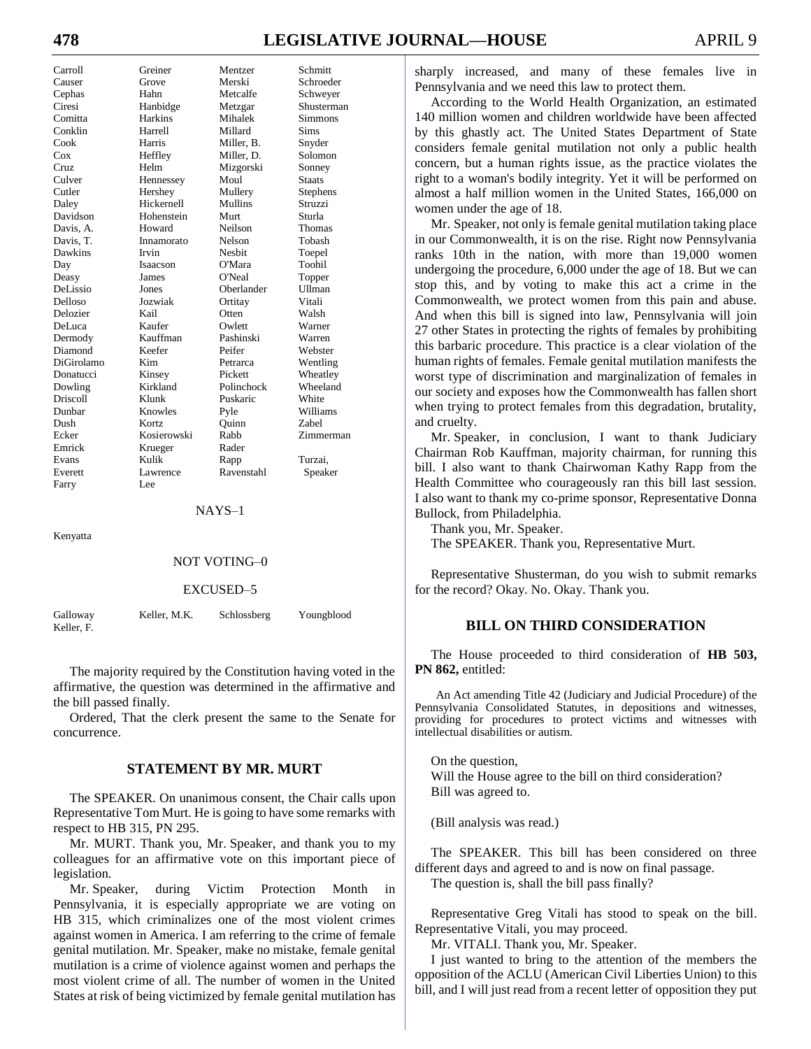| | | | |
|---|---|---|---|
| Carroll | Greiner | Mentzer | Schmitt |
| Causer | Grove | Merski | Schroeder |
| Cephas | Hahn | Metcalfe | Schweyer |
| Ciresi | Hanbidge | Metzgar | Shusterman |
| Comitta | Harkins | Mihalek | Simmons |
| Conklin | Harrell | Millard | Sims |
| Cook | Harris | Miller, B. | Snyder |
| Cox | Heffley | Miller, D. | Solomon |
| Cruz | Helm | Mizgorski | Sonney |
| Culver | Hennessey | Moul | Staats |
| Cutler | Hershey | Mullery | Stephens |
| Daley | Hickernell | Mullins | Struzzi |
| Davidson | Hohenstein | Murt | Sturla |
| Davis, A. | Howard | Neilson | Thomas |
| Davis, T. | Innamorato | Nelson | Tobash |
| Dawkins | Irvin | Nesbit | Toepel |
| Day | Isaacson | O'Mara | Toohil |
| Deasy | James | O'Neal | Topper |
| DeLissio | Jones | Oberlander | Ullman |
| Delloso | Jozwiak | Ortitay | Vitali |
| Delozier | Kail | Otten | Walsh |
| DeLuca | Kaufer | Owlett | Warner |
| Dermody | Kauffman | Pashinski | Warren |
| Diamond | Keefer | Peifer | Webster |
| DiGirolamo | Kim | Petrarca | Wentling |
| Donatucci | Kinsey | Pickett | Wheatley |
| Dowling | Kirkland | Polinchock | Wheeland |
| Driscoll | Klunk | Puskaric | White |
| Dunbar | Knowles | Pyle | Williams |
| Dush | Kortz | Quinn | Zabel |
| Ecker | Kosierowski | Rabb | Zimmerman |
| Emrick | Krueger | Rader | |
| Evans | Kulik | Rapp | Turzai, |
| Everett | Lawrence | Ravenstahl | Speaker |
| Farry | Lee | | |

NAYS–1

Kenyatta

NOT VOTING–0

EXCUSED–5

| | | | |
|---|---|---|---|
| Galloway | Keller, M.K. | Schlossberg | Youngblood |
| Keller, F. | | | |

The majority required by the Constitution having voted in the affirmative, the question was determined in the affirmative and the bill passed finally.

Ordered, That the clerk present the same to the Senate for concurrence.

## STATEMENT BY MR. MURT

The SPEAKER. On unanimous consent, the Chair calls upon Representative Tom Murt. He is going to have some remarks with respect to HB 315, PN 295.

Mr. MURT. Thank you, Mr. Speaker, and thank you to my colleagues for an affirmative vote on this important piece of legislation.

Mr. Speaker, during Victim Protection Month in Pennsylvania, it is especially appropriate we are voting on HB 315, which criminalizes one of the most violent crimes against women in America. I am referring to the crime of female genital mutilation. Mr. Speaker, make no mistake, female genital mutilation is a crime of violence against women and perhaps the most violent crime of all. The number of women in the United States at risk of being victimized by female genital mutilation has sharply increased, and many of these females live in Pennsylvania and we need this law to protect them.

According to the World Health Organization, an estimated 140 million women and children worldwide have been affected by this ghastly act. The United States Department of State considers female genital mutilation not only a public health concern, but a human rights issue, as the practice violates the right to a woman's bodily integrity. Yet it will be performed on almost a half million women in the United States, 166,000 on women under the age of 18.

Mr. Speaker, not only is female genital mutilation taking place in our Commonwealth, it is on the rise. Right now Pennsylvania ranks 10th in the nation, with more than 19,000 women undergoing the procedure, 6,000 under the age of 18. But we can stop this, and by voting to make this act a crime in the Commonwealth, we protect women from this pain and abuse. And when this bill is signed into law, Pennsylvania will join 27 other States in protecting the rights of females by prohibiting this barbaric procedure. This practice is a clear violation of the human rights of females. Female genital mutilation manifests the worst type of discrimination and marginalization of females in our society and exposes how the Commonwealth has fallen short when trying to protect females from this degradation, brutality, and cruelty.

Mr. Speaker, in conclusion, I want to thank Judiciary Chairman Rob Kauffman, majority chairman, for running this bill. I also want to thank Chairwoman Kathy Rapp from the Health Committee who courageously ran this bill last session. I also want to thank my co-prime sponsor, Representative Donna Bullock, from Philadelphia.

Thank you, Mr. Speaker.

The SPEAKER. Thank you, Representative Murt.

Representative Shusterman, do you wish to submit remarks for the record? Okay. No. Okay. Thank you.

## BILL ON THIRD CONSIDERATION

The House proceeded to third consideration of **HB 503, PN 862,** entitled:

An Act amending Title 42 (Judiciary and Judicial Procedure) of the Pennsylvania Consolidated Statutes, in depositions and witnesses, providing for procedures to protect victims and witnesses with intellectual disabilities or autism.

On the question,
Will the House agree to the bill on third consideration?
Bill was agreed to.

(Bill analysis was read.)

The SPEAKER. This bill has been considered on three different days and agreed to and is now on final passage.

The question is, shall the bill pass finally?

Representative Greg Vitali has stood to speak on the bill. Representative Vitali, you may proceed.

Mr. VITALI. Thank you, Mr. Speaker.

I just wanted to bring to the attention of the members the opposition of the ACLU (American Civil Liberties Union) to this bill, and I will just read from a recent letter of opposition they put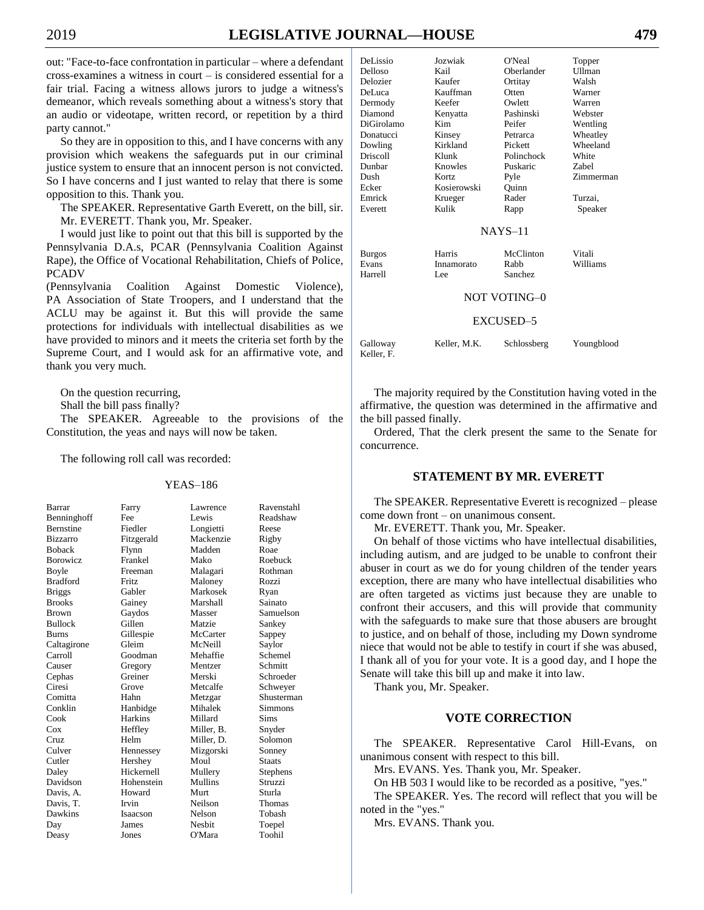out: "Face-to-face confrontation in particular – where a defendant cross-examines a witness in court – is considered essential for a fair trial. Facing a witness allows jurors to judge a witness's demeanor, which reveals something about a witness's story that an audio or videotape, written record, or repetition by a third party cannot."

So they are in opposition to this, and I have concerns with any provision which weakens the safeguards put in our criminal justice system to ensure that an innocent person is not convicted. So I have concerns and I just wanted to relay that there is some opposition to this. Thank you.

The SPEAKER. Representative Garth Everett, on the bill, sir.

Mr. EVERETT. Thank you, Mr. Speaker.

I would just like to point out that this bill is supported by the Pennsylvania D.A.s, PCAR (Pennsylvania Coalition Against Rape), the Office of Vocational Rehabilitation, Chiefs of Police, PCADV (Pennsylvania Coalition Against Domestic Violence), PA Association of State Troopers, and I understand that the ACLU may be against it. But this will provide the same protections for individuals with intellectual disabilities as we have provided to minors and it meets the criteria set forth by the Supreme Court, and I would ask for an affirmative vote, and thank you very much.

On the question recurring,

Shall the bill pass finally?

The SPEAKER. Agreeable to the provisions of the Constitution, the yeas and nays will now be taken.

The following roll call was recorded:

YEAS–186

| | | | |
|---|---|---|---|
| Barrar | Farry | Lawrence | Ravenstahl |
| Benninghoff | Fee | Lewis | Readshaw |
| Bernstine | Fiedler | Longietti | Reese |
| Bizzarro | Fitzgerald | Mackenzie | Rigby |
| Boback | Flynn | Madden | Roae |
| Borowicz | Frankel | Mako | Roebuck |
| Boyle | Freeman | Malagari | Rothman |
| Bradford | Fritz | Maloney | Rozzi |
| Briggs | Gabler | Markosek | Ryan |
| Brooks | Gainey | Marshall | Sainato |
| Brown | Gaydos | Masser | Samuelson |
| Bullock | Gillen | Matzie | Sankey |
| Burns | Gillespie | McCarter | Sappey |
| Caltagirone | Gleim | McNeill | Saylor |
| Carroll | Goodman | Mehaffie | Schemel |
| Causer | Gregory | Mentzer | Schmitt |
| Cephas | Greiner | Merski | Schroeder |
| Ciresi | Grove | Metcalfe | Schweyer |
| Comitta | Hahn | Metzgar | Shusterman |
| Conklin | Hanbidge | Mihalek | Simmons |
| Cook | Harkins | Millard | Sims |
| Cox | Heffley | Miller, B. | Snyder |
| Cruz | Helm | Miller, D. | Solomon |
| Culver | Hennessey | Mizgorski | Sonney |
| Cutler | Hershey | Moul | Staats |
| Daley | Hickernell | Mullery | Stephens |
| Davidson | Hohenstein | Mullins | Struzzi |
| Davis, A. | Howard | Murt | Sturla |
| Davis, T. | Irvin | Neilson | Thomas |
| Dawkins | Isaacson | Nelson | Tobash |
| Day | James | Nesbit | Toepel |
| Deasy | Jones | O'Mara | Toohil |
| DeLissio | Jozwiak | O'Neal | Topper |
| Delloso | Kail | Oberlander | Ullman |
| Delozier | Kaufer | Ortitay | Walsh |
| DeLuca | Kauffman | Otten | Warner |
| Dermody | Keefer | Owlett | Warren |
| Diamond | Kenyatta | Pashinski | Webster |
| DiGirolamo | Kim | Peifer | Wentling |
| Donatucci | Kinsey | Petrarca | Wheatley |
| Dowling | Kirkland | Pickett | Wheeland |
| Driscoll | Klunk | Polinchock | White |
| Dunbar | Knowles | Puskaric | Zabel |
| Dush | Kortz | Pyle | Zimmerman |
| Ecker | Kosierowski | Quinn | |
| Emrick | Krueger | Rader | Turzai, |
| Everett | Kulik | Rapp | Speaker |

NAYS–11

| | | | |
|---|---|---|---|
| Burgos | Harris | McClinton | Vitali |
| Evans | Innamorato | Rabb | Williams |
| Harrell | Lee | Sanchez | |

NOT VOTING–0

EXCUSED–5

| | | | |
|---|---|---|---|
| Galloway | Keller, M.K. | Schlossberg | Youngblood |
| Keller, F. | | | |

The majority required by the Constitution having voted in the affirmative, the question was determined in the affirmative and the bill passed finally.

Ordered, That the clerk present the same to the Senate for concurrence.

## STATEMENT BY MR. EVERETT

The SPEAKER. Representative Everett is recognized – please come down front – on unanimous consent.

Mr. EVERETT. Thank you, Mr. Speaker.

On behalf of those victims who have intellectual disabilities, including autism, and are judged to be unable to confront their abuser in court as we do for young children of the tender years exception, there are many who have intellectual disabilities who are often targeted as victims just because they are unable to confront their accusers, and this will provide that community with the safeguards to make sure that those abusers are brought to justice, and on behalf of those, including my Down syndrome niece that would not be able to testify in court if she was abused, I thank all of you for your vote. It is a good day, and I hope the Senate will take this bill up and make it into law.

Thank you, Mr. Speaker.

## VOTE CORRECTION

The SPEAKER. Representative Carol Hill-Evans, on unanimous consent with respect to this bill.

Mrs. EVANS. Yes. Thank you, Mr. Speaker.

On HB 503 I would like to be recorded as a positive, "yes."

The SPEAKER. Yes. The record will reflect that you will be noted in the "yes."

Mrs. EVANS. Thank you.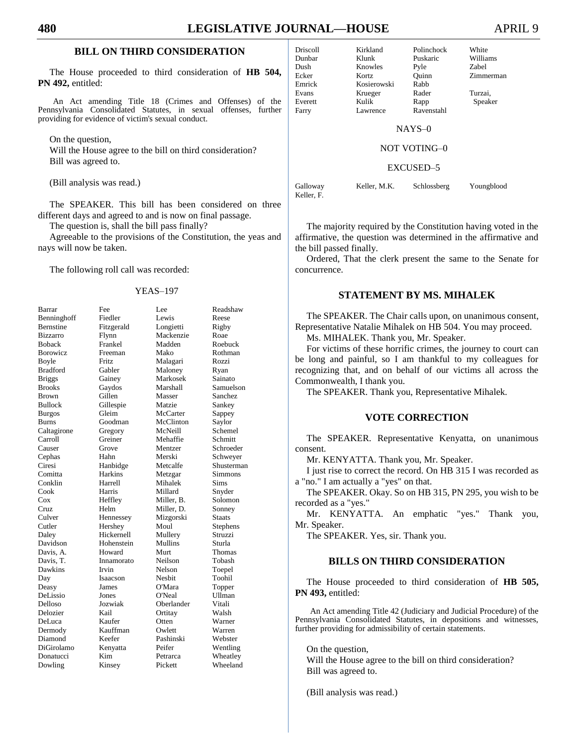## BILL ON THIRD CONSIDERATION

The House proceeded to third consideration of **HB 504, PN 492,** entitled:

An Act amending Title 18 (Crimes and Offenses) of the Pennsylvania Consolidated Statutes, in sexual offenses, further providing for evidence of victim's sexual conduct.

On the question,
Will the House agree to the bill on third consideration?
Bill was agreed to.

(Bill analysis was read.)

The SPEAKER. This bill has been considered on three different days and agreed to and is now on final passage.

The question is, shall the bill pass finally?

Agreeable to the provisions of the Constitution, the yeas and nays will now be taken.

The following roll call was recorded:

YEAS–197

| | | | |
|---|---|---|---|
| Barrar | Fee | Lee | Readshaw |
| Benninghoff | Fiedler | Lewis | Reese |
| Bernstine | Fitzgerald | Longietti | Rigby |
| Bizzarro | Flynn | Mackenzie | Roae |
| Boback | Frankel | Madden | Roebuck |
| Borowicz | Freeman | Mako | Rothman |
| Boyle | Fritz | Malagari | Rozzi |
| Bradford | Gabler | Maloney | Ryan |
| Briggs | Gainey | Markosek | Sainato |
| Brooks | Gaydos | Marshall | Samuelson |
| Brown | Gillen | Masser | Sanchez |
| Bullock | Gillespie | Matzie | Sankey |
| Burgos | Gleim | McCarter | Sappey |
| Burns | Goodman | McClinton | Saylor |
| Caltagirone | Gregory | McNeill | Schemel |
| Carroll | Greiner | Mehaffie | Schmitt |
| Causer | Grove | Mentzer | Schroeder |
| Cephas | Hahn | Merski | Schweyer |
| Ciresi | Hanbidge | Metcalfe | Shusterman |
| Comitta | Harkins | Metzgar | Simmons |
| Conklin | Harrell | Mihalek | Sims |
| Cook | Harris | Millard | Snyder |
| Cox | Heffley | Miller, B. | Solomon |
| Cruz | Helm | Miller, D. | Sonney |
| Culver | Hennessey | Mizgorski | Staats |
| Cutler | Hershey | Moul | Stephens |
| Daley | Hickernell | Mullery | Struzzi |
| Davidson | Hohenstein | Mullins | Sturla |
| Davis, A. | Howard | Murt | Thomas |
| Davis, T. | Innamorato | Neilson | Tobash |
| Dawkins | Irvin | Nelson | Toepel |
| Day | Isaacson | Nesbit | Toohil |
| Deasy | James | O'Mara | Topper |
| DeLissio | Jones | O'Neal | Ullman |
| Delloso | Jozwiak | Oberlander | Vitali |
| Delozier | Kail | Ortitay | Walsh |
| DeLuca | Kaufer | Otten | Warner |
| Dermody | Kauffman | Owlett | Warren |
| Diamond | Keefer | Pashinski | Webster |
| DiGirolamo | Kenyatta | Peifer | Wentling |
| Donatucci | Kim | Petrarca | Wheatley |
| Dowling | Kinsey | Pickett | Wheeland |
| Driscoll | Kirkland | Polinchock | White |
| Dunbar | Klunk | Puskaric | Williams |
| Dush | Knowles | Pyle | Zabel |
| Ecker | Kortz | Quinn | Zimmerman |
| Emrick | Kosierowski | Rabb | |
| Evans | Krueger | Rader | Turzai, |
| Everett | Kulik | Rapp | Speaker |
| Farry | Lawrence | Ravenstahl | |

NAYS–0

NOT VOTING–0

EXCUSED–5

| | | | |
|---|---|---|---|
| Galloway | Keller, M.K. | Schlossberg | Youngblood |
| Keller, F. | | | |

The majority required by the Constitution having voted in the affirmative, the question was determined in the affirmative and the bill passed finally.

Ordered, That the clerk present the same to the Senate for concurrence.

## STATEMENT BY MS. MIHALEK

The SPEAKER. The Chair calls upon, on unanimous consent, Representative Natalie Mihalek on HB 504. You may proceed.

Ms. MIHALEK. Thank you, Mr. Speaker.

For victims of these horrific crimes, the journey to court can be long and painful, so I am thankful to my colleagues for recognizing that, and on behalf of our victims all across the Commonwealth, I thank you.

The SPEAKER. Thank you, Representative Mihalek.

## VOTE CORRECTION

The SPEAKER. Representative Kenyatta, on unanimous consent.

Mr. KENYATTA. Thank you, Mr. Speaker.

I just rise to correct the record. On HB 315 I was recorded as a "no." I am actually a "yes" on that.

The SPEAKER. Okay. So on HB 315, PN 295, you wish to be recorded as a "yes."

Mr. KENYATTA. An emphatic "yes." Thank you, Mr. Speaker.

The SPEAKER. Yes, sir. Thank you.

## BILLS ON THIRD CONSIDERATION

The House proceeded to third consideration of **HB 505, PN 493,** entitled:

An Act amending Title 42 (Judiciary and Judicial Procedure) of the Pennsylvania Consolidated Statutes, in depositions and witnesses, further providing for admissibility of certain statements.

On the question,
Will the House agree to the bill on third consideration?
Bill was agreed to.

(Bill analysis was read.)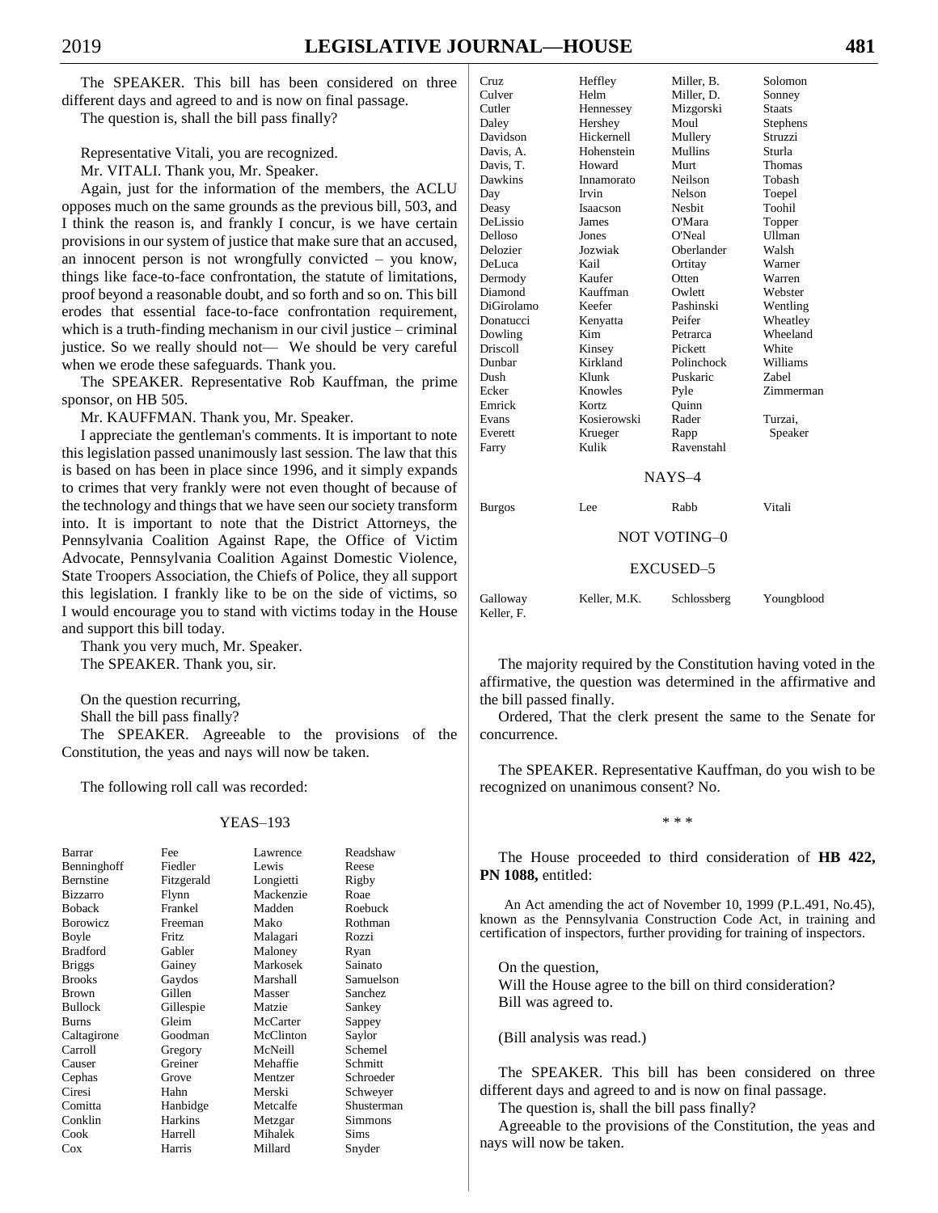The SPEAKER. This bill has been considered on three different days and agreed to and is now on final passage.

The question is, shall the bill pass finally?

Representative Vitali, you are recognized.

Mr. VITALI. Thank you, Mr. Speaker.

Again, just for the information of the members, the ACLU opposes much on the same grounds as the previous bill, 503, and I think the reason is, and frankly I concur, is we have certain provisions in our system of justice that make sure that an accused, an innocent person is not wrongfully convicted – you know, things like face-to-face confrontation, the statute of limitations, proof beyond a reasonable doubt, and so forth and so on. This bill erodes that essential face-to-face confrontation requirement, which is a truth-finding mechanism in our civil justice – criminal justice. So we really should not— We should be very careful when we erode these safeguards. Thank you.

The SPEAKER. Representative Rob Kauffman, the prime sponsor, on HB 505.

Mr. KAUFFMAN. Thank you, Mr. Speaker.

I appreciate the gentleman's comments. It is important to note this legislation passed unanimously last session. The law that this is based on has been in place since 1996, and it simply expands to crimes that very frankly were not even thought of because of the technology and things that we have seen our society transform into. It is important to note that the District Attorneys, the Pennsylvania Coalition Against Rape, the Office of Victim Advocate, Pennsylvania Coalition Against Domestic Violence, State Troopers Association, the Chiefs of Police, they all support this legislation. I frankly like to be on the side of victims, so I would encourage you to stand with victims today in the House and support this bill today.

Thank you very much, Mr. Speaker.

The SPEAKER. Thank you, sir.

On the question recurring,
Shall the bill pass finally?

The SPEAKER. Agreeable to the provisions of the Constitution, the yeas and nays will now be taken.

The following roll call was recorded:

YEAS–193

| | | | |
|---|---|---|---|
| Barrar | Fee | Lawrence | Readshaw |
| Benninghoff | Fiedler | Lewis | Reese |
| Bernstine | Fitzgerald | Longietti | Rigby |
| Bizzarro | Flynn | Mackenzie | Roae |
| Boback | Frankel | Madden | Roebuck |
| Borowicz | Freeman | Mako | Rothman |
| Boyle | Fritz | Malagari | Rozzi |
| Bradford | Gabler | Maloney | Ryan |
| Briggs | Gainey | Markosek | Sainato |
| Brooks | Gaydos | Marshall | Samuelson |
| Brown | Gillen | Masser | Sanchez |
| Bullock | Gillespie | Matzie | Sankey |
| Burns | Gleim | McCarter | Sappey |
| Caltagirone | Goodman | McClinton | Saylor |
| Carroll | Gregory | McNeill | Schemel |
| Causer | Greiner | Mehaffie | Schmitt |
| Cephas | Grove | Mentzer | Schroeder |
| Ciresi | Hahn | Merski | Schweyer |
| Comitta | Hanbidge | Metcalfe | Shusterman |
| Conklin | Harkins | Metzgar | Simmons |
| Cook | Harrell | Mihalek | Sims |
| Cox | Harris | Millard | Snyder |
| Cruz | Heffley | Miller, B. | Solomon |
| Culver | Helm | Miller, D. | Sonney |
| Cutler | Hennessey | Mizgorski | Staats |
| Daley | Hershey | Moul | Stephens |
| Davidson | Hickernell | Mullery | Struzzi |
| Davis, A. | Hohenstein | Mullins | Sturla |
| Davis, T. | Howard | Murt | Thomas |
| Dawkins | Innamorato | Neilson | Tobash |
| Day | Irvin | Nelson | Toepel |
| Deasy | Isaacson | Nesbit | Toohil |
| DeLissio | James | O'Mara | Topper |
| Delloso | Jones | O'Neal | Ullman |
| Delozier | Jozwiak | Oberlander | Walsh |
| DeLuca | Kail | Ortitay | Warner |
| Dermody | Kaufer | Otten | Warren |
| Diamond | Kauffman | Owlett | Webster |
| DiGirolamo | Keefer | Pashinski | Wentling |
| Donatucci | Kenyatta | Peifer | Wheatley |
| Dowling | Kim | Petrarca | Wheeland |
| Driscoll | Kinsey | Pickett | White |
| Dunbar | Kirkland | Polinchock | Williams |
| Dush | Klunk | Puskaric | Zabel |
| Ecker | Knowles | Pyle | Zimmerman |
| Emrick | Kortz | Quinn | |
| Evans | Kosierowski | Rader | Turzai, |
| Everett | Krueger | Rapp | Speaker |
| Farry | Kulik | Ravenstahl | |

NAYS–4

| | | | |
|---|---|---|---|
| Burgos | Lee | Rabb | Vitali |

NOT VOTING–0

EXCUSED–5

| | | | |
|---|---|---|---|
| Galloway | Keller, M.K. | Schlossberg | Youngblood |
| Keller, F. | | | |

The majority required by the Constitution having voted in the affirmative, the question was determined in the affirmative and the bill passed finally.

Ordered, That the clerk present the same to the Senate for concurrence.

The SPEAKER. Representative Kauffman, do you wish to be recognized on unanimous consent? No.

\* \* \*

The House proceeded to third consideration of **HB 422, PN 1088,** entitled:

An Act amending the act of November 10, 1999 (P.L.491, No.45), known as the Pennsylvania Construction Code Act, in training and certification of inspectors, further providing for training of inspectors.

On the question,
Will the House agree to the bill on third consideration?
Bill was agreed to.

(Bill analysis was read.)

The SPEAKER. This bill has been considered on three different days and agreed to and is now on final passage.

The question is, shall the bill pass finally?

Agreeable to the provisions of the Constitution, the yeas and nays will now be taken.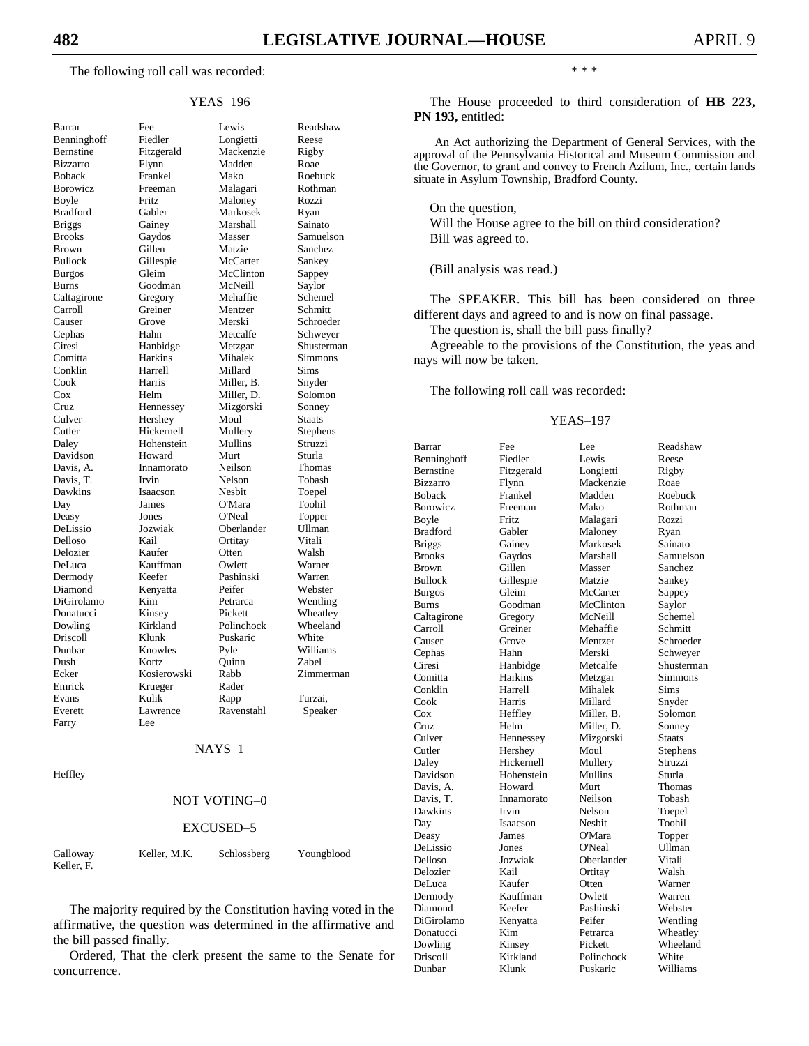The following roll call was recorded:

YEAS–196

| | | | |
|---|---|---|---|
| Barrar | Fee | Lewis | Readshaw |
| Benninghoff | Fiedler | Longietti | Reese |
| Bernstine | Fitzgerald | Mackenzie | Rigby |
| Bizzarro | Flynn | Madden | Roae |
| Boback | Frankel | Mako | Roebuck |
| Borowicz | Freeman | Malagari | Rothman |
| Boyle | Fritz | Maloney | Rozzi |
| Bradford | Gabler | Markosek | Ryan |
| Briggs | Gainey | Marshall | Sainato |
| Brooks | Gaydos | Masser | Samuelson |
| Brown | Gillen | Matzie | Sanchez |
| Bullock | Gillespie | McCarter | Sankey |
| Burgos | Gleim | McClinton | Sappey |
| Burns | Goodman | McNeill | Saylor |
| Caltagirone | Gregory | Mehaffie | Schemel |
| Carroll | Greiner | Mentzer | Schmitt |
| Causer | Grove | Merski | Schroeder |
| Cephas | Hahn | Metcalfe | Schweyer |
| Ciresi | Hanbidge | Metzgar | Shusterman |
| Comitta | Harkins | Mihalek | Simmons |
| Conklin | Harrell | Millard | Sims |
| Cook | Harris | Miller, B. | Snyder |
| Cox | Helm | Miller, D. | Solomon |
| Cruz | Hennessey | Mizgorski | Sonney |
| Culver | Hershey | Moul | Staats |
| Cutler | Hickernell | Mullery | Stephens |
| Daley | Hohenstein | Mullins | Struzzi |
| Davidson | Howard | Murt | Sturla |
| Davis, A. | Innamorato | Neilson | Thomas |
| Davis, T. | Irvin | Nelson | Tobash |
| Dawkins | Isaacson | Nesbit | Toepel |
| Day | James | O'Mara | Toohil |
| Deasy | Jones | O'Neal | Topper |
| DeLissio | Jozwiak | Oberlander | Ullman |
| Delloso | Kail | Ortitay | Vitali |
| Delozier | Kaufer | Otten | Walsh |
| DeLuca | Kauffman | Owlett | Warner |
| Dermody | Keefer | Pashinski | Warren |
| Diamond | Kenyatta | Peifer | Webster |
| DiGirolamo | Kim | Petrarca | Wentling |
| Donatucci | Kinsey | Pickett | Wheatley |
| Dowling | Kirkland | Polinchock | Wheeland |
| Driscoll | Klunk | Puskaric | White |
| Dunbar | Knowles | Pyle | Williams |
| Dush | Kortz | Quinn | Zabel |
| Ecker | Kosierowski | Rabb | Zimmerman |
| Emrick | Krueger | Rader | |
| Evans | Kulik | Rapp | Turzai, |
| Everett | Lawrence | Ravenstahl | Speaker |
| Farry | Lee | | |

NAYS–1

Heffley

NOT VOTING–0

EXCUSED–5

| | | | |
|---|---|---|---|
| Galloway | Keller, M.K. | Schlossberg | Youngblood |
| Keller, F. | | | |

The majority required by the Constitution having voted in the affirmative, the question was determined in the affirmative and the bill passed finally.

Ordered, That the clerk present the same to the Senate for concurrence.

\* \* \*

The House proceeded to third consideration of **HB 223, PN 193,** entitled:

An Act authorizing the Department of General Services, with the approval of the Pennsylvania Historical and Museum Commission and the Governor, to grant and convey to French Azilum, Inc., certain lands situate in Asylum Township, Bradford County.

On the question,
Will the House agree to the bill on third consideration?
Bill was agreed to.

(Bill analysis was read.)

The SPEAKER. This bill has been considered on three different days and agreed to and is now on final passage.

The question is, shall the bill pass finally?

Agreeable to the provisions of the Constitution, the yeas and nays will now be taken.

The following roll call was recorded:

YEAS–197

| | | | |
|---|---|---|---|
| Barrar | Fee | Lee | Readshaw |
| Benninghoff | Fiedler | Lewis | Reese |
| Bernstine | Fitzgerald | Longietti | Rigby |
| Bizzarro | Flynn | Mackenzie | Roae |
| Boback | Frankel | Madden | Roebuck |
| Borowicz | Freeman | Mako | Rothman |
| Boyle | Fritz | Malagari | Rozzi |
| Bradford | Gabler | Maloney | Ryan |
| Briggs | Gainey | Markosek | Sainato |
| Brooks | Gaydos | Marshall | Samuelson |
| Brown | Gillen | Masser | Sanchez |
| Bullock | Gillespie | Matzie | Sankey |
| Burgos | Gleim | McCarter | Sappey |
| Burns | Goodman | McClinton | Saylor |
| Caltagirone | Gregory | McNeill | Schemel |
| Carroll | Greiner | Mehaffie | Schmitt |
| Causer | Grove | Mentzer | Schroeder |
| Cephas | Hahn | Merski | Schweyer |
| Ciresi | Hanbidge | Metcalfe | Shusterman |
| Comitta | Harkins | Metzgar | Simmons |
| Conklin | Harrell | Mihalek | Sims |
| Cook | Harris | Millard | Snyder |
| Cox | Heffley | Miller, B. | Solomon |
| Cruz | Helm | Miller, D. | Sonney |
| Culver | Hennessey | Mizgorski | Staats |
| Cutler | Hershey | Moul | Stephens |
| Daley | Hickernell | Mullery | Struzzi |
| Davidson | Hohenstein | Mullins | Sturla |
| Davis, A. | Howard | Murt | Thomas |
| Davis, T. | Innamorato | Neilson | Tobash |
| Dawkins | Irvin | Nelson | Toepel |
| Day | Isaacson | Nesbit | Toohil |
| Deasy | James | O'Mara | Topper |
| DeLissio | Jones | O'Neal | Ullman |
| Delloso | Jozwiak | Oberlander | Vitali |
| Delozier | Kail | Ortitay | Walsh |
| DeLuca | Kaufer | Otten | Warner |
| Dermody | Kauffman | Owlett | Warren |
| Diamond | Keefer | Pashinski | Webster |
| DiGirolamo | Kenyatta | Peifer | Wentling |
| Donatucci | Kim | Petrarca | Wheatley |
| Dowling | Kinsey | Pickett | Wheeland |
| Driscoll | Kirkland | Polinchock | White |
| Dunbar | Klunk | Puskaric | Williams |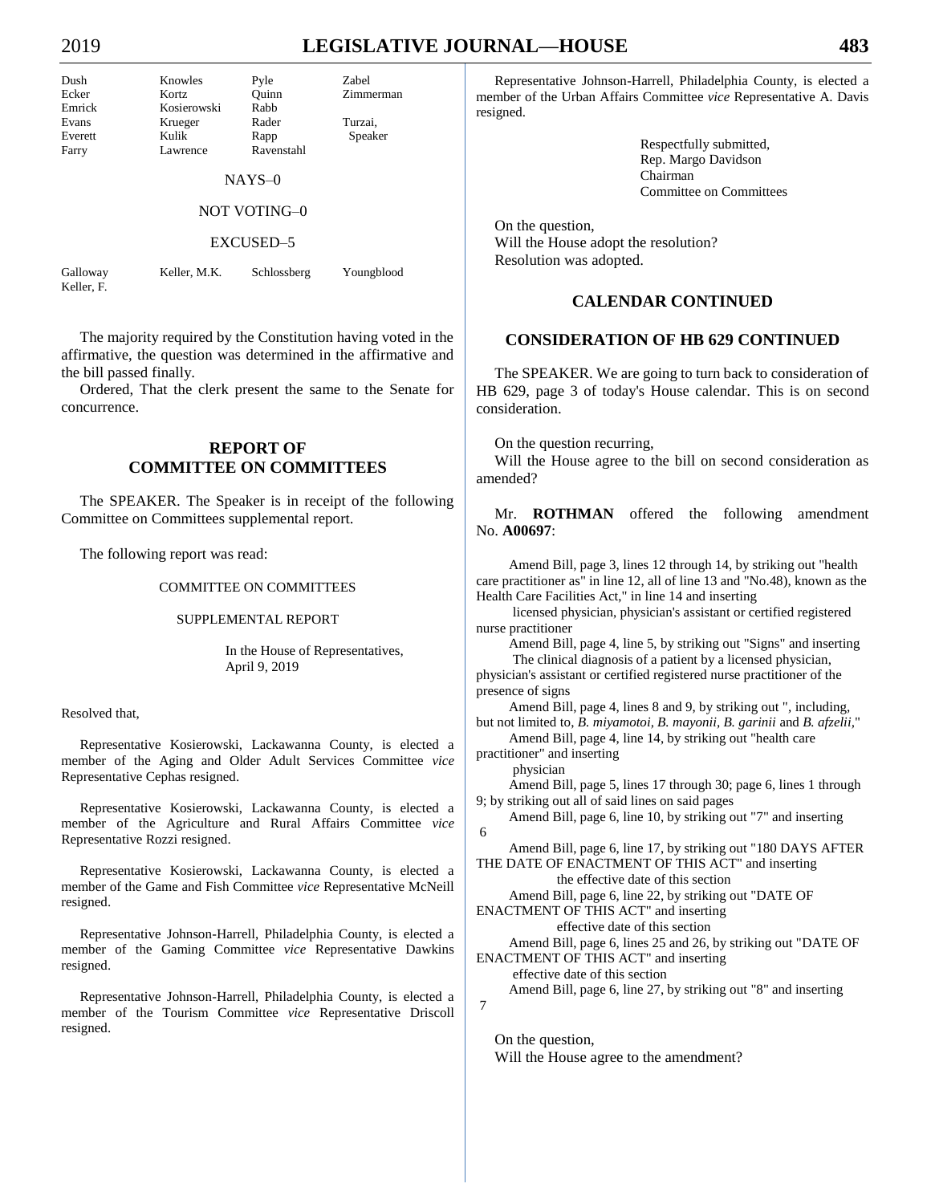| Dush | Knowles | Pyle | Zabel |
|---|---|---|---|
| Ecker | Kortz | Quinn | Zimmerman |
| Emrick | Kosierowski | Rabb | |
| Evans | Krueger | Rader | Turzai, |
| Everett | Kulik | Rapp | Speaker |
| Farry | Lawrence | Ravenstahl | |

NAYS–0

NOT VOTING–0

EXCUSED–5

| Galloway | Keller, M.K. | Schlossberg | Youngblood |
|---|---|---|---|
| Keller, F. | | | |

The majority required by the Constitution having voted in the affirmative, the question was determined in the affirmative and the bill passed finally.

Ordered, That the clerk present the same to the Senate for concurrence.

## REPORT OF COMMITTEE ON COMMITTEES

The SPEAKER. The Speaker is in receipt of the following Committee on Committees supplemental report.

The following report was read:

COMMITTEE ON COMMITTEES

SUPPLEMENTAL REPORT

In the House of Representatives,
April 9, 2019

Resolved that,

Representative Kosierowski, Lackawanna County, is elected a member of the Aging and Older Adult Services Committee *vice* Representative Cephas resigned.

Representative Kosierowski, Lackawanna County, is elected a member of the Agriculture and Rural Affairs Committee *vice* Representative Rozzi resigned.

Representative Kosierowski, Lackawanna County, is elected a member of the Game and Fish Committee *vice* Representative McNeill resigned.

Representative Johnson-Harrell, Philadelphia County, is elected a member of the Gaming Committee *vice* Representative Dawkins resigned.

Representative Johnson-Harrell, Philadelphia County, is elected a member of the Tourism Committee *vice* Representative Driscoll resigned.

Representative Johnson-Harrell, Philadelphia County, is elected a member of the Urban Affairs Committee *vice* Representative A. Davis resigned.

Respectfully submitted,
Rep. Margo Davidson
Chairman
Committee on Committees

On the question,
Will the House adopt the resolution?
Resolution was adopted.

## CALENDAR CONTINUED

## CONSIDERATION OF HB 629 CONTINUED

The SPEAKER. We are going to turn back to consideration of HB 629, page 3 of today's House calendar. This is on second consideration.

On the question recurring,
Will the House agree to the bill on second consideration as amended?

Mr. **ROTHMAN** offered the following amendment No. **A00697**:

Amend Bill, page 3, lines 12 through 14, by striking out "health care practitioner as" in line 12, all of line 13 and "No.48), known as the Health Care Facilities Act," in line 14 and inserting
licensed physician, physician's assistant or certified registered nurse practitioner

Amend Bill, page 4, line 5, by striking out "Signs" and inserting
The clinical diagnosis of a patient by a licensed physician, physician's assistant or certified registered nurse practitioner of the presence of signs

Amend Bill, page 4, lines 8 and 9, by striking out ", including, but not limited to, *B. miyamotoi, B. mayonii, B. garinii* and *B. afzelii,*"

Amend Bill, page 4, line 14, by striking out "health care practitioner" and inserting
physician

Amend Bill, page 5, lines 17 through 30; page 6, lines 1 through 9; by striking out all of said lines on said pages

Amend Bill, page 6, line 10, by striking out "7" and inserting
6

Amend Bill, page 6, line 17, by striking out "180 DAYS AFTER THE DATE OF ENACTMENT OF THIS ACT" and inserting
the effective date of this section

Amend Bill, page 6, line 22, by striking out "DATE OF ENACTMENT OF THIS ACT" and inserting
effective date of this section

Amend Bill, page 6, lines 25 and 26, by striking out "DATE OF ENACTMENT OF THIS ACT" and inserting
effective date of this section

Amend Bill, page 6, line 27, by striking out "8" and inserting
7

On the question,
Will the House agree to the amendment?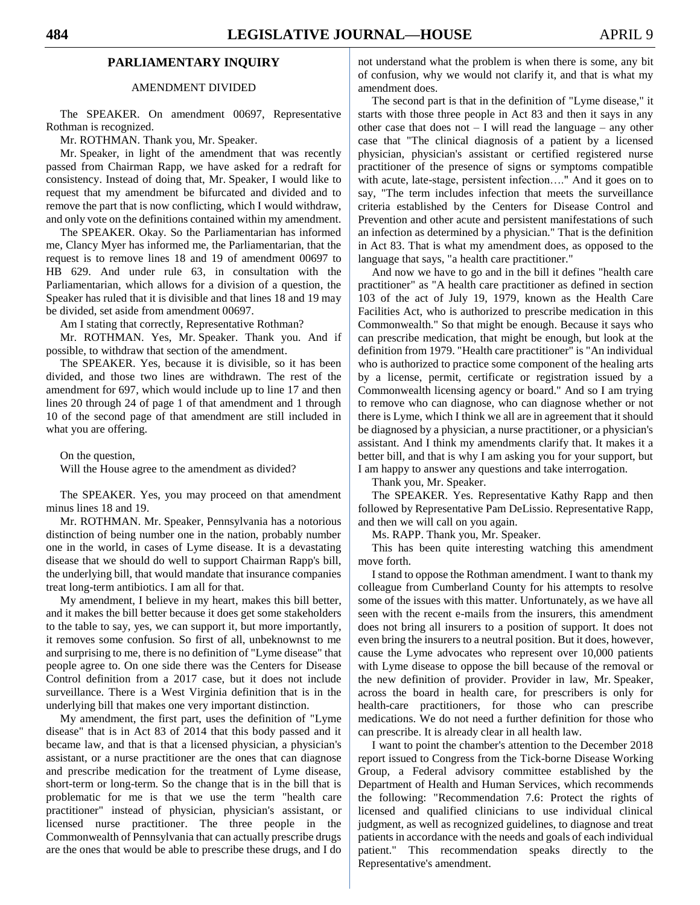## PARLIAMENTARY INQUIRY

### AMENDMENT DIVIDED

The SPEAKER. On amendment 00697, Representative Rothman is recognized.

Mr. ROTHMAN. Thank you, Mr. Speaker.

Mr. Speaker, in light of the amendment that was recently passed from Chairman Rapp, we have asked for a redraft for consistency. Instead of doing that, Mr. Speaker, I would like to request that my amendment be bifurcated and divided and to remove the part that is now conflicting, which I would withdraw, and only vote on the definitions contained within my amendment.

The SPEAKER. Okay. So the Parliamentarian has informed me, Clancy Myer has informed me, the Parliamentarian, that the request is to remove lines 18 and 19 of amendment 00697 to HB 629. And under rule 63, in consultation with the Parliamentarian, which allows for a division of a question, the Speaker has ruled that it is divisible and that lines 18 and 19 may be divided, set aside from amendment 00697.

Am I stating that correctly, Representative Rothman?

Mr. ROTHMAN. Yes, Mr. Speaker. Thank you. And if possible, to withdraw that section of the amendment.

The SPEAKER. Yes, because it is divisible, so it has been divided, and those two lines are withdrawn. The rest of the amendment for 697, which would include up to line 17 and then lines 20 through 24 of page 1 of that amendment and 1 through 10 of the second page of that amendment are still included in what you are offering.

On the question,
Will the House agree to the amendment as divided?

The SPEAKER. Yes, you may proceed on that amendment minus lines 18 and 19.

Mr. ROTHMAN. Mr. Speaker, Pennsylvania has a notorious distinction of being number one in the nation, probably number one in the world, in cases of Lyme disease. It is a devastating disease that we should do well to support Chairman Rapp's bill, the underlying bill, that would mandate that insurance companies treat long-term antibiotics. I am all for that.

My amendment, I believe in my heart, makes this bill better, and it makes the bill better because it does get some stakeholders to the table to say, yes, we can support it, but more importantly, it removes some confusion. So first of all, unbeknownst to me and surprising to me, there is no definition of "Lyme disease" that people agree to. On one side there was the Centers for Disease Control definition from a 2017 case, but it does not include surveillance. There is a West Virginia definition that is in the underlying bill that makes one very important distinction.

My amendment, the first part, uses the definition of "Lyme disease" that is in Act 83 of 2014 that this body passed and it became law, and that is that a licensed physician, a physician's assistant, or a nurse practitioner are the ones that can diagnose and prescribe medication for the treatment of Lyme disease, short-term or long-term. So the change that is in the bill that is problematic for me is that we use the term "health care practitioner" instead of physician, physician's assistant, or licensed nurse practitioner. The three people in the Commonwealth of Pennsylvania that can actually prescribe drugs are the ones that would be able to prescribe these drugs, and I do not understand what the problem is when there is some, any bit of confusion, why we would not clarify it, and that is what my amendment does.

The second part is that in the definition of "Lyme disease," it starts with those three people in Act 83 and then it says in any other case that does not – I will read the language – any other case that "The clinical diagnosis of a patient by a licensed physician, physician's assistant or certified registered nurse practitioner of the presence of signs or symptoms compatible with acute, late-stage, persistent infection…." And it goes on to say, "The term includes infection that meets the surveillance criteria established by the Centers for Disease Control and Prevention and other acute and persistent manifestations of such an infection as determined by a physician." That is the definition in Act 83. That is what my amendment does, as opposed to the language that says, "a health care practitioner."

And now we have to go and in the bill it defines "health care practitioner" as "A health care practitioner as defined in section 103 of the act of July 19, 1979, known as the Health Care Facilities Act, who is authorized to prescribe medication in this Commonwealth." So that might be enough. Because it says who can prescribe medication, that might be enough, but look at the definition from 1979. "Health care practitioner" is "An individual who is authorized to practice some component of the healing arts by a license, permit, certificate or registration issued by a Commonwealth licensing agency or board." And so I am trying to remove who can diagnose, who can diagnose whether or not there is Lyme, which I think we all are in agreement that it should be diagnosed by a physician, a nurse practitioner, or a physician's assistant. And I think my amendments clarify that. It makes it a better bill, and that is why I am asking you for your support, but I am happy to answer any questions and take interrogation.

Thank you, Mr. Speaker.

The SPEAKER. Yes. Representative Kathy Rapp and then followed by Representative Pam DeLissio. Representative Rapp, and then we will call on you again.

Ms. RAPP. Thank you, Mr. Speaker.

This has been quite interesting watching this amendment move forth.

I stand to oppose the Rothman amendment. I want to thank my colleague from Cumberland County for his attempts to resolve some of the issues with this matter. Unfortunately, as we have all seen with the recent e-mails from the insurers, this amendment does not bring all insurers to a position of support. It does not even bring the insurers to a neutral position. But it does, however, cause the Lyme advocates who represent over 10,000 patients with Lyme disease to oppose the bill because of the removal or the new definition of provider. Provider in law, Mr. Speaker, across the board in health care, for prescribers is only for health-care practitioners, for those who can prescribe medications. We do not need a further definition for those who can prescribe. It is already clear in all health law.

I want to point the chamber's attention to the December 2018 report issued to Congress from the Tick-borne Disease Working Group, a Federal advisory committee established by the Department of Health and Human Services, which recommends the following: "Recommendation 7.6: Protect the rights of licensed and qualified clinicians to use individual clinical judgment, as well as recognized guidelines, to diagnose and treat patients in accordance with the needs and goals of each individual patient." This recommendation speaks directly to the Representative's amendment.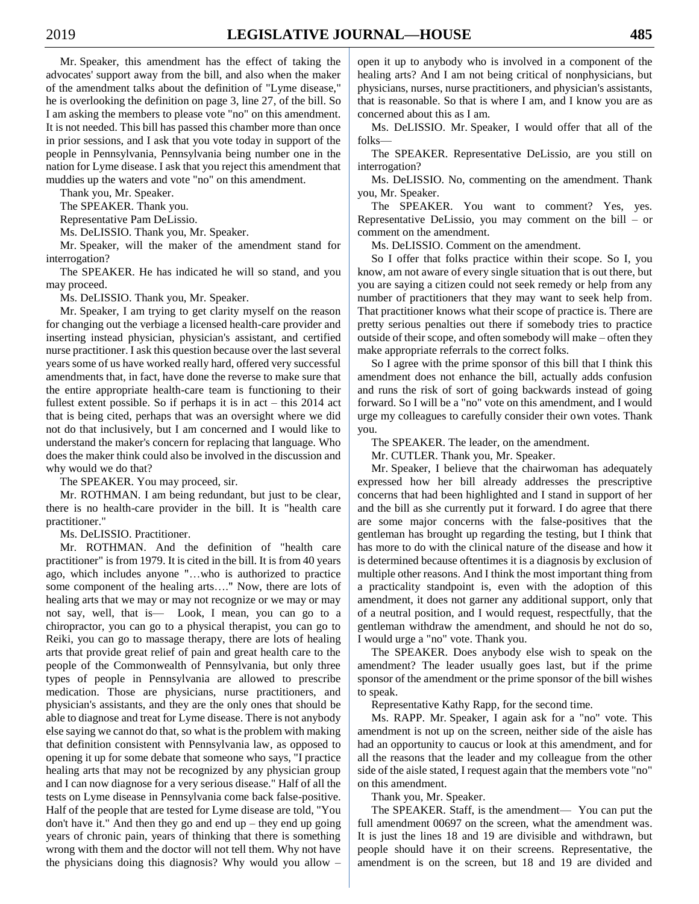Mr. Speaker, this amendment has the effect of taking the advocates' support away from the bill, and also when the maker of the amendment talks about the definition of "Lyme disease," he is overlooking the definition on page 3, line 27, of the bill. So I am asking the members to please vote "no" on this amendment. It is not needed. This bill has passed this chamber more than once in prior sessions, and I ask that you vote today in support of the people in Pennsylvania, Pennsylvania being number one in the nation for Lyme disease. I ask that you reject this amendment that muddies up the waters and vote "no" on this amendment.

Thank you, Mr. Speaker.

The SPEAKER. Thank you.

Representative Pam DeLissio.

Ms. DeLISSIO. Thank you, Mr. Speaker.

Mr. Speaker, will the maker of the amendment stand for interrogation?

The SPEAKER. He has indicated he will so stand, and you may proceed.

Ms. DeLISSIO. Thank you, Mr. Speaker.

Mr. Speaker, I am trying to get clarity myself on the reason for changing out the verbiage a licensed health-care provider and inserting instead physician, physician's assistant, and certified nurse practitioner. I ask this question because over the last several years some of us have worked really hard, offered very successful amendments that, in fact, have done the reverse to make sure that the entire appropriate health-care team is functioning to their fullest extent possible. So if perhaps it is in act – this 2014 act that is being cited, perhaps that was an oversight where we did not do that inclusively, but I am concerned and I would like to understand the maker's concern for replacing that language. Who does the maker think could also be involved in the discussion and why would we do that?

The SPEAKER. You may proceed, sir.

Mr. ROTHMAN. I am being redundant, but just to be clear, there is no health-care provider in the bill. It is "health care practitioner."

Ms. DeLISSIO. Practitioner.

Mr. ROTHMAN. And the definition of "health care practitioner" is from 1979. It is cited in the bill. It is from 40 years ago, which includes anyone "…who is authorized to practice some component of the healing arts…." Now, there are lots of healing arts that we may or may not recognize or we may or may not say, well, that is— Look, I mean, you can go to a chiropractor, you can go to a physical therapist, you can go to Reiki, you can go to massage therapy, there are lots of healing arts that provide great relief of pain and great health care to the people of the Commonwealth of Pennsylvania, but only three types of people in Pennsylvania are allowed to prescribe medication. Those are physicians, nurse practitioners, and physician's assistants, and they are the only ones that should be able to diagnose and treat for Lyme disease. There is not anybody else saying we cannot do that, so what is the problem with making that definition consistent with Pennsylvania law, as opposed to opening it up for some debate that someone who says, "I practice healing arts that may not be recognized by any physician group and I can now diagnose for a very serious disease." Half of all the tests on Lyme disease in Pennsylvania come back false-positive. Half of the people that are tested for Lyme disease are told, "You don't have it." And then they go and end up – they end up going years of chronic pain, years of thinking that there is something wrong with them and the doctor will not tell them. Why not have the physicians doing this diagnosis? Why would you allow – open it up to anybody who is involved in a component of the healing arts? And I am not being critical of nonphysicians, but physicians, nurses, nurse practitioners, and physician's assistants, that is reasonable. So that is where I am, and I know you are as concerned about this as I am.

Ms. DeLISSIO. Mr. Speaker, I would offer that all of the folks—

The SPEAKER. Representative DeLissio, are you still on interrogation?

Ms. DeLISSIO. No, commenting on the amendment. Thank you, Mr. Speaker.

The SPEAKER. You want to comment? Yes, yes. Representative DeLissio, you may comment on the bill – or comment on the amendment.

Ms. DeLISSIO. Comment on the amendment.

So I offer that folks practice within their scope. So I, you know, am not aware of every single situation that is out there, but you are saying a citizen could not seek remedy or help from any number of practitioners that they may want to seek help from. That practitioner knows what their scope of practice is. There are pretty serious penalties out there if somebody tries to practice outside of their scope, and often somebody will make – often they make appropriate referrals to the correct folks.

So I agree with the prime sponsor of this bill that I think this amendment does not enhance the bill, actually adds confusion and runs the risk of sort of going backwards instead of going forward. So I will be a "no" vote on this amendment, and I would urge my colleagues to carefully consider their own votes. Thank you.

The SPEAKER. The leader, on the amendment.

Mr. CUTLER. Thank you, Mr. Speaker.

Mr. Speaker, I believe that the chairwoman has adequately expressed how her bill already addresses the prescriptive concerns that had been highlighted and I stand in support of her and the bill as she currently put it forward. I do agree that there are some major concerns with the false-positives that the gentleman has brought up regarding the testing, but I think that has more to do with the clinical nature of the disease and how it is determined because oftentimes it is a diagnosis by exclusion of multiple other reasons. And I think the most important thing from a practicality standpoint is, even with the adoption of this amendment, it does not garner any additional support, only that of a neutral position, and I would request, respectfully, that the gentleman withdraw the amendment, and should he not do so, I would urge a "no" vote. Thank you.

The SPEAKER. Does anybody else wish to speak on the amendment? The leader usually goes last, but if the prime sponsor of the amendment or the prime sponsor of the bill wishes to speak.

Representative Kathy Rapp, for the second time.

Ms. RAPP. Mr. Speaker, I again ask for a "no" vote. This amendment is not up on the screen, neither side of the aisle has had an opportunity to caucus or look at this amendment, and for all the reasons that the leader and my colleague from the other side of the aisle stated, I request again that the members vote "no" on this amendment.

Thank you, Mr. Speaker.

The SPEAKER. Staff, is the amendment— You can put the full amendment 00697 on the screen, what the amendment was. It is just the lines 18 and 19 are divisible and withdrawn, but people should have it on their screens. Representative, the amendment is on the screen, but 18 and 19 are divided and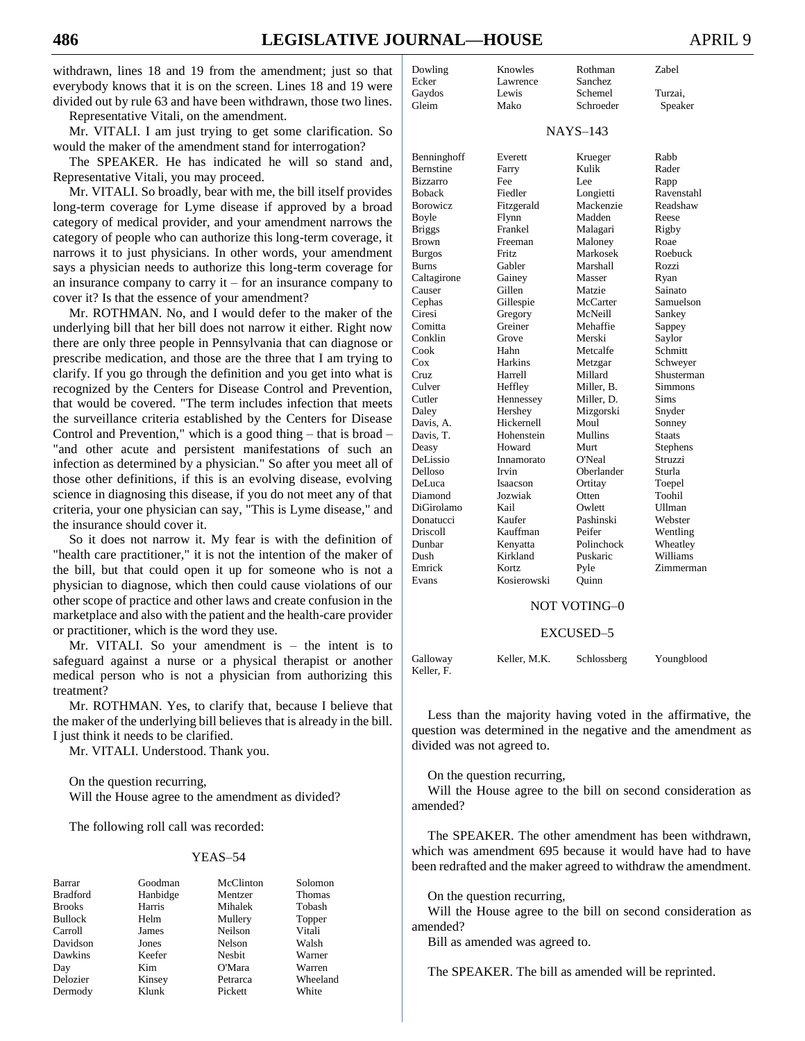withdrawn, lines 18 and 19 from the amendment; just so that everybody knows that it is on the screen. Lines 18 and 19 were divided out by rule 63 and have been withdrawn, those two lines.

Representative Vitali, on the amendment.

Mr. VITALI. I am just trying to get some clarification. So would the maker of the amendment stand for interrogation?

The SPEAKER. He has indicated he will so stand and, Representative Vitali, you may proceed.

Mr. VITALI. So broadly, bear with me, the bill itself provides long-term coverage for Lyme disease if approved by a broad category of medical provider, and your amendment narrows the category of people who can authorize this long-term coverage, it narrows it to just physicians. In other words, your amendment says a physician needs to authorize this long-term coverage for an insurance company to carry it – for an insurance company to cover it? Is that the essence of your amendment?

Mr. ROTHMAN. No, and I would defer to the maker of the underlying bill that her bill does not narrow it either. Right now there are only three people in Pennsylvania that can diagnose or prescribe medication, and those are the three that I am trying to clarify. If you go through the definition and you get into what is recognized by the Centers for Disease Control and Prevention, that would be covered. "The term includes infection that meets the surveillance criteria established by the Centers for Disease Control and Prevention," which is a good thing – that is broad – "and other acute and persistent manifestations of such an infection as determined by a physician." So after you meet all of those other definitions, if this is an evolving disease, evolving science in diagnosing this disease, if you do not meet any of that criteria, your one physician can say, "This is Lyme disease," and the insurance should cover it.

So it does not narrow it. My fear is with the definition of "health care practitioner," it is not the intention of the maker of the bill, but that could open it up for someone who is not a physician to diagnose, which then could cause violations of our other scope of practice and other laws and create confusion in the marketplace and also with the patient and the health-care provider or practitioner, which is the word they use.

Mr. VITALI. So your amendment is – the intent is to safeguard against a nurse or a physical therapist or another medical person who is not a physician from authorizing this treatment?

Mr. ROTHMAN. Yes, to clarify that, because I believe that the maker of the underlying bill believes that is already in the bill. I just think it needs to be clarified.

Mr. VITALI. Understood. Thank you.

On the question recurring,
Will the House agree to the amendment as divided?

The following roll call was recorded:

YEAS–54

| | | | |
|---|---|---|---|
| Barrar | Goodman | McClinton | Solomon |
| Bradford | Hanbidge | Mentzer | Thomas |
| Brooks | Harris | Mihalek | Tobash |
| Bullock | Helm | Mullery | Topper |
| Carroll | James | Neilson | Vitali |
| Davidson | Jones | Nelson | Walsh |
| Dawkins | Keefer | Nesbit | Warner |
| Day | Kim | O'Mara | Warren |
| Delozier | Kinsey | Petrarca | Wheeland |
| Dermody | Klunk | Pickett | White |
| Dowling | Knowles | Rothman | Zabel |
| Ecker | Lawrence | Sanchez | |
| Gaydos | Lewis | Schemel | Turzai, |
| Gleim | Mako | Schroeder | Speaker |

NAYS–143

| | | | |
|---|---|---|---|
| Benninghoff | Everett | Krueger | Rabb |
| Bernstine | Farry | Kulik | Rader |
| Bizzarro | Fee | Lee | Rapp |
| Boback | Fiedler | Longietti | Ravenstahl |
| Borowicz | Fitzgerald | Mackenzie | Readshaw |
| Boyle | Flynn | Madden | Reese |
| Briggs | Frankel | Malagari | Rigby |
| Brown | Freeman | Maloney | Roae |
| Burgos | Fritz | Markosek | Roebuck |
| Burns | Gabler | Marshall | Rozzi |
| Caltagirone | Gainey | Masser | Ryan |
| Causer | Gillen | Matzie | Sainato |
| Cephas | Gillespie | McCarter | Samuelson |
| Ciresi | Gregory | McNeill | Sankey |
| Comitta | Greiner | Mehaffie | Sappey |
| Conklin | Grove | Merski | Saylor |
| Cook | Hahn | Metcalfe | Schmitt |
| Cox | Harkins | Metzgar | Schweyer |
| Cruz | Harrell | Millard | Shusterman |
| Culver | Heffley | Miller, B. | Simmons |
| Cutler | Hennessey | Miller, D. | Sims |
| Daley | Hershey | Mizgorski | Snyder |
| Davis, A. | Hickernell | Moul | Sonney |
| Davis, T. | Hohenstein | Mullins | Staats |
| Deasy | Howard | Murt | Stephens |
| DeLissio | Innamorato | O'Neal | Struzzi |
| Delloso | Irvin | Oberlander | Sturla |
| DeLuca | Isaacson | Ortitay | Toepel |
| Diamond | Jozwiak | Otten | Toohil |
| DiGirolamo | Kail | Owlett | Ullman |
| Donatucci | Kaufer | Pashinski | Webster |
| Driscoll | Kauffman | Peifer | Wentling |
| Dunbar | Kenyatta | Polinchock | Wheatley |
| Dush | Kirkland | Puskaric | Williams |
| Emrick | Kortz | Pyle | Zimmerman |
| Evans | Kosierowski | Quinn | |

NOT VOTING–0

EXCUSED–5

| | | | |
|---|---|---|---|
| Galloway | Keller, M.K. | Schlossberg | Youngblood |
| Keller, F. | | | |

Less than the majority having voted in the affirmative, the question was determined in the negative and the amendment as divided was not agreed to.

On the question recurring,
Will the House agree to the bill on second consideration as amended?

The SPEAKER. The other amendment has been withdrawn, which was amendment 695 because it would have had to have been redrafted and the maker agreed to withdraw the amendment.

On the question recurring,
Will the House agree to the bill on second consideration as amended?
Bill as amended was agreed to.

The SPEAKER. The bill as amended will be reprinted.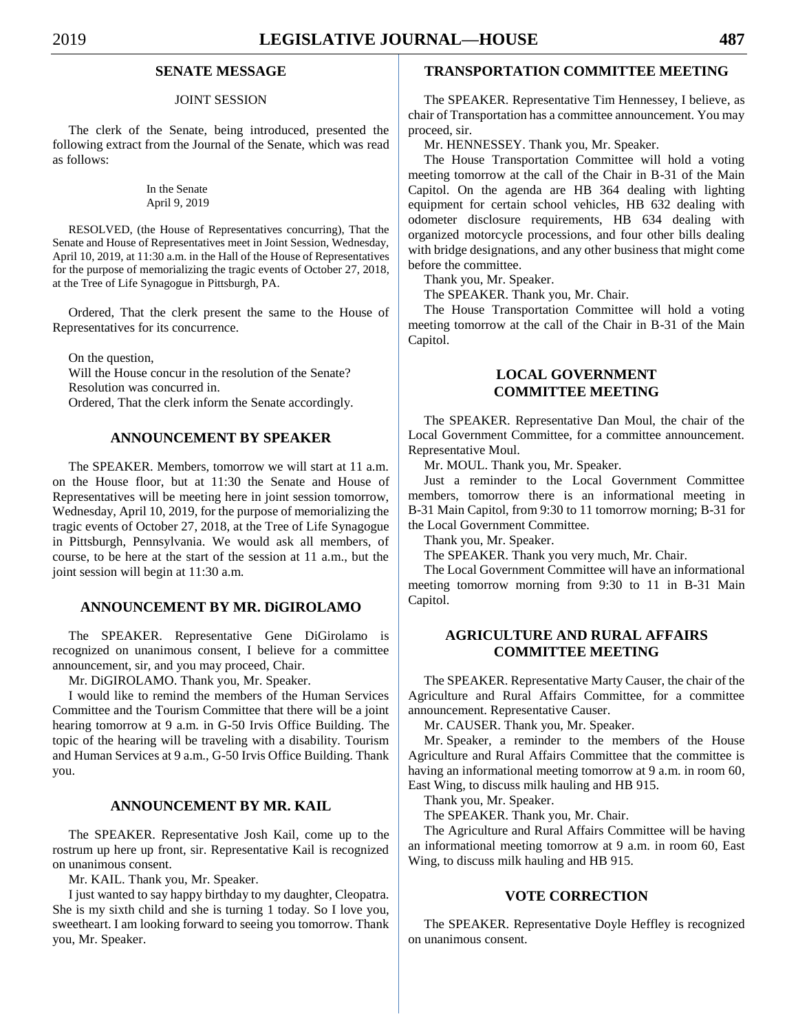## SENATE MESSAGE

### JOINT SESSION

The clerk of the Senate, being introduced, presented the following extract from the Journal of the Senate, which was read as follows:

In the Senate
April 9, 2019

RESOLVED, (the House of Representatives concurring), That the Senate and House of Representatives meet in Joint Session, Wednesday, April 10, 2019, at 11:30 a.m. in the Hall of the House of Representatives for the purpose of memorializing the tragic events of October 27, 2018, at the Tree of Life Synagogue in Pittsburgh, PA.

Ordered, That the clerk present the same to the House of Representatives for its concurrence.

On the question,
Will the House concur in the resolution of the Senate?
Resolution was concurred in.
Ordered, That the clerk inform the Senate accordingly.

## ANNOUNCEMENT BY SPEAKER

The SPEAKER. Members, tomorrow we will start at 11 a.m. on the House floor, but at 11:30 the Senate and House of Representatives will be meeting here in joint session tomorrow, Wednesday, April 10, 2019, for the purpose of memorializing the tragic events of October 27, 2018, at the Tree of Life Synagogue in Pittsburgh, Pennsylvania. We would ask all members, of course, to be here at the start of the session at 11 a.m., but the joint session will begin at 11:30 a.m.

## ANNOUNCEMENT BY MR. DiGIROLAMO

The SPEAKER. Representative Gene DiGirolamo is recognized on unanimous consent, I believe for a committee announcement, sir, and you may proceed, Chair.

Mr. DiGIROLAMO. Thank you, Mr. Speaker.

I would like to remind the members of the Human Services Committee and the Tourism Committee that there will be a joint hearing tomorrow at 9 a.m. in G-50 Irvis Office Building. The topic of the hearing will be traveling with a disability. Tourism and Human Services at 9 a.m., G-50 Irvis Office Building. Thank you.

## ANNOUNCEMENT BY MR. KAIL

The SPEAKER. Representative Josh Kail, come up to the rostrum up here up front, sir. Representative Kail is recognized on unanimous consent.

Mr. KAIL. Thank you, Mr. Speaker.

I just wanted to say happy birthday to my daughter, Cleopatra. She is my sixth child and she is turning 1 today. So I love you, sweetheart. I am looking forward to seeing you tomorrow. Thank you, Mr. Speaker.

## TRANSPORTATION COMMITTEE MEETING

The SPEAKER. Representative Tim Hennessey, I believe, as chair of Transportation has a committee announcement. You may proceed, sir.

Mr. HENNESSEY. Thank you, Mr. Speaker.

The House Transportation Committee will hold a voting meeting tomorrow at the call of the Chair in B-31 of the Main Capitol. On the agenda are HB 364 dealing with lighting equipment for certain school vehicles, HB 632 dealing with odometer disclosure requirements, HB 634 dealing with organized motorcycle processions, and four other bills dealing with bridge designations, and any other business that might come before the committee.

Thank you, Mr. Speaker.

The SPEAKER. Thank you, Mr. Chair.

The House Transportation Committee will hold a voting meeting tomorrow at the call of the Chair in B-31 of the Main Capitol.

## LOCAL GOVERNMENT COMMITTEE MEETING

The SPEAKER. Representative Dan Moul, the chair of the Local Government Committee, for a committee announcement. Representative Moul.

Mr. MOUL. Thank you, Mr. Speaker.

Just a reminder to the Local Government Committee members, tomorrow there is an informational meeting in B-31 Main Capitol, from 9:30 to 11 tomorrow morning; B-31 for the Local Government Committee.

Thank you, Mr. Speaker.

The SPEAKER. Thank you very much, Mr. Chair.

The Local Government Committee will have an informational meeting tomorrow morning from 9:30 to 11 in B-31 Main Capitol.

## AGRICULTURE AND RURAL AFFAIRS COMMITTEE MEETING

The SPEAKER. Representative Marty Causer, the chair of the Agriculture and Rural Affairs Committee, for a committee announcement. Representative Causer.

Mr. CAUSER. Thank you, Mr. Speaker.

Mr. Speaker, a reminder to the members of the House Agriculture and Rural Affairs Committee that the committee is having an informational meeting tomorrow at 9 a.m. in room 60, East Wing, to discuss milk hauling and HB 915.

Thank you, Mr. Speaker.

The SPEAKER. Thank you, Mr. Chair.

The Agriculture and Rural Affairs Committee will be having an informational meeting tomorrow at 9 a.m. in room 60, East Wing, to discuss milk hauling and HB 915.

## VOTE CORRECTION

The SPEAKER. Representative Doyle Heffley is recognized on unanimous consent.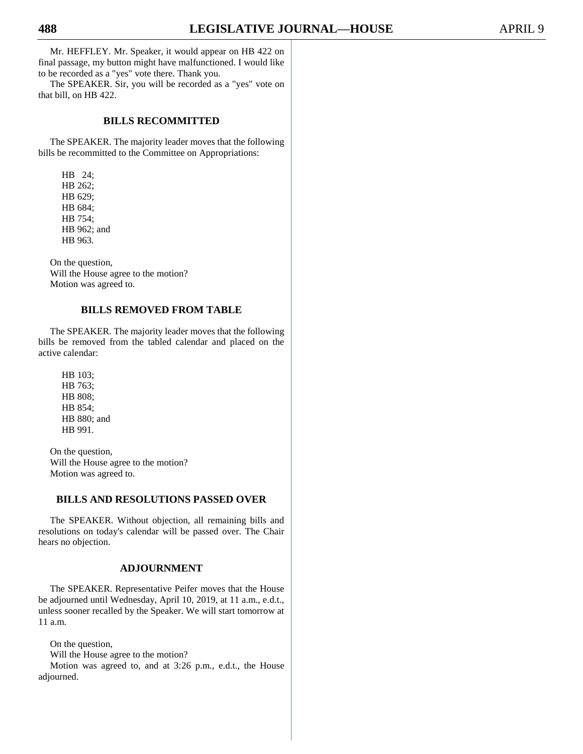Mr. HEFFLEY. Mr. Speaker, it would appear on HB 422 on final passage, my button might have malfunctioned. I would like to be recorded as a "yes" vote there. Thank you.

The SPEAKER. Sir, you will be recorded as a "yes" vote on that bill, on HB 422.

## BILLS RECOMMITTED

The SPEAKER. The majority leader moves that the following bills be recommitted to the Committee on Appropriations:

HB 24;
HB 262;
HB 629;
HB 684;
HB 754;
HB 962; and
HB 963.

On the question,
Will the House agree to the motion?
Motion was agreed to.

## BILLS REMOVED FROM TABLE

The SPEAKER. The majority leader moves that the following bills be removed from the tabled calendar and placed on the active calendar:

HB 103;
HB 763;
HB 808;
HB 854;
HB 880; and
HB 991.

On the question,
Will the House agree to the motion?
Motion was agreed to.

## BILLS AND RESOLUTIONS PASSED OVER

The SPEAKER. Without objection, all remaining bills and resolutions on today's calendar will be passed over. The Chair hears no objection.

## ADJOURNMENT

The SPEAKER. Representative Peifer moves that the House be adjourned until Wednesday, April 10, 2019, at 11 a.m., e.d.t., unless sooner recalled by the Speaker. We will start tomorrow at 11 a.m.

On the question,
Will the House agree to the motion?
Motion was agreed to, and at 3:26 p.m., e.d.t., the House adjourned.